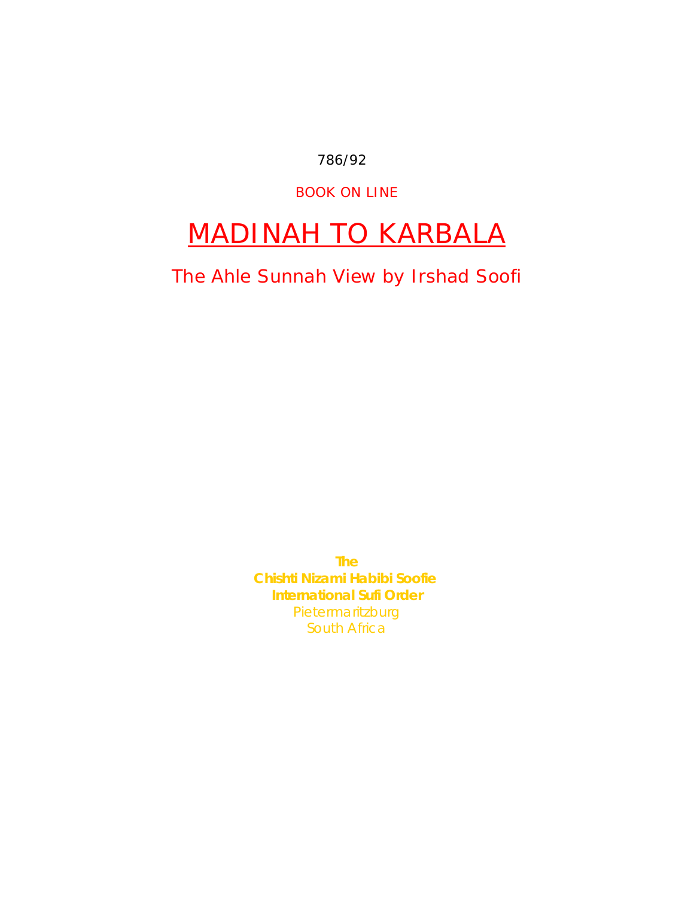786/92

BOOK ON LINE

# MADINAH TO KARBALA

## The Ahle Sunnah View by Irshad Soofi

**The**
**Chishti Nizami Habibi Soofie**
**International Sufi Order**
Pietermaritzburg
South Africa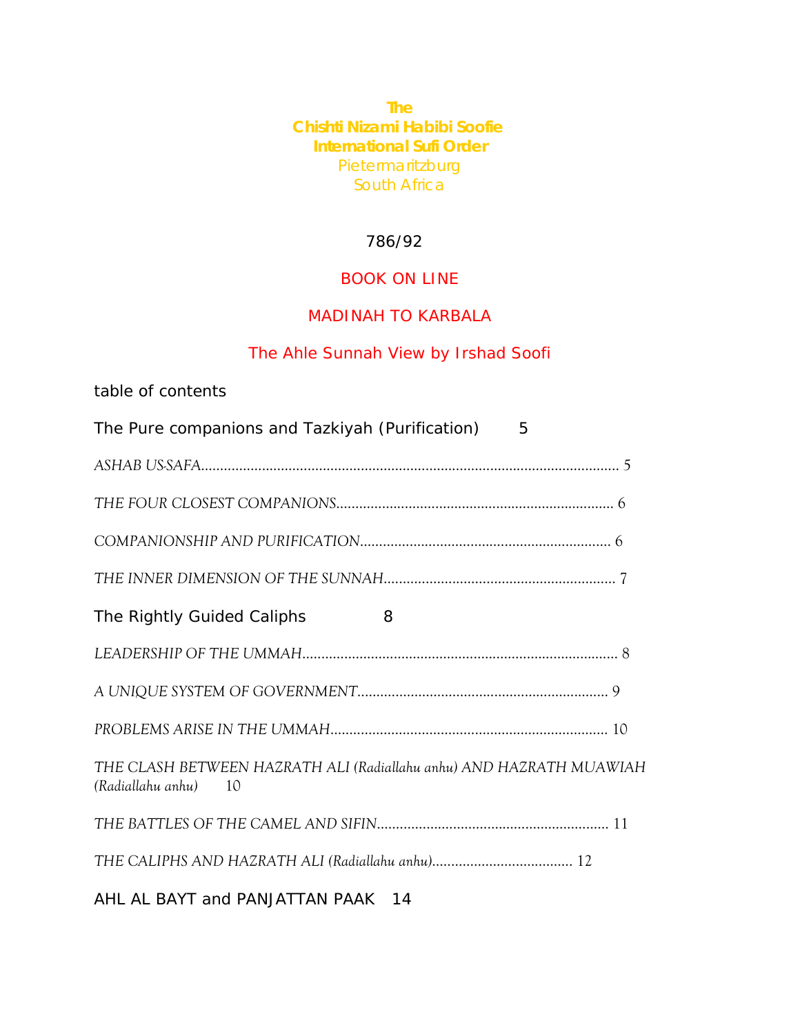**The**
**Chishti Nizami Habibi Soofie**
**International Sufi Order**
Pietermaritzburg
South Africa

786/92

BOOK ON LINE

# MADINAH TO KARBALA

## The Ahle Sunnah View by Irshad Soofi

table of contents

The Pure companions and Tazkiyah (Purification) 5

*ASHAB US-SAFA*............................................................................................................. 5

*THE FOUR CLOSEST COMPANIONS*........................................................................ 6

*COMPANIONSHIP AND PURIFICATION*................................................................. 6

*THE INNER DIMENSION OF THE SUNNAH*............................................................ 7

The Rightly Guided Caliphs 8

*LEADERSHIP OF THE UMMAH*.................................................................................. 8

*A UNIQUE SYSTEM OF GOVERNMENT*.................................................................. 9

*PROBLEMS ARISE IN THE UMMAH*........................................................................ 10

*THE CLASH BETWEEN HAZRATH ALI (Radiallahu anhu) AND HAZRATH MUAWIAH (Radiallahu anhu)* 10

*THE BATTLES OF THE CAMEL AND SIFIN*............................................................ 11

*THE CALIPHS AND HAZRATH ALI (Radiallahu anhu)*..................................... 12

AHL AL BAYT and PANJATTAN PAAK 14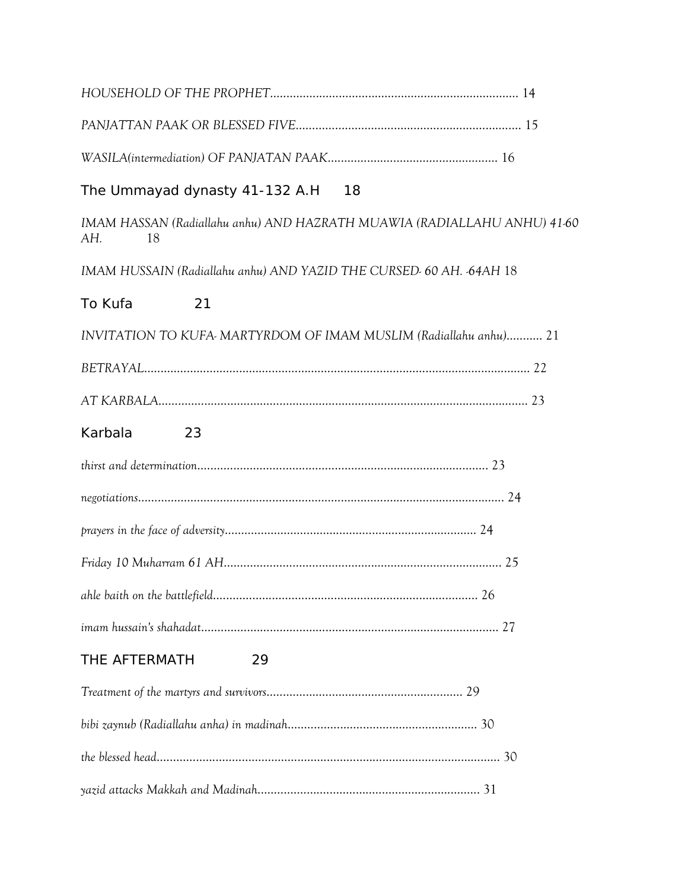*HOUSEHOLD OF THE PROPHET*........................................................................... 14

*PANJATTAN PAAK OR BLESSED FIVE*..................................................................... 15

*WASILA(intermediation) OF PANJATAN PAAK*................................................... 16

## The Ummayad dynasty 41-132 A.H 18

*IMAM HASSAN (Radiallahu anhu) AND HAZRATH MUAWIA (RADIALLAHU ANHU) 41-60 AH.* 18

*IMAM HUSSAIN (Radiallahu anhu) AND YAZID THE CURSED- 60 AH. -64AH* 18

## To Kufa 21

*INVITATION TO KUFA- MARTYRDOM OF IMAM MUSLIM (Radiallahu anhu)*........... 21

*BETRAYAL*..................................................................................................................... 22

*AT KARBALA*................................................................................................................ 23

## Karbala 23

*thirst and determination*......................................................................................... 23

*negotiations*............................................................................................................... 24

*prayers in the face of adversity*............................................................................ 24

*Friday 10 Muharram 61 AH*..................................................................................... 25

*ahle baith on the battlefield*................................................................................. 26

*imam hussain's shahadat*........................................................................................... 27

## THE AFTERMATH 29

*Treatment of the martyrs and survivors*............................................................ 29

*bibi zaynub (Radiallahu anha) in madinah*.......................................................... 30

*the blessed head*......................................................................................................... 30

*yazid attacks Makkah and Madinah*.................................................................... 31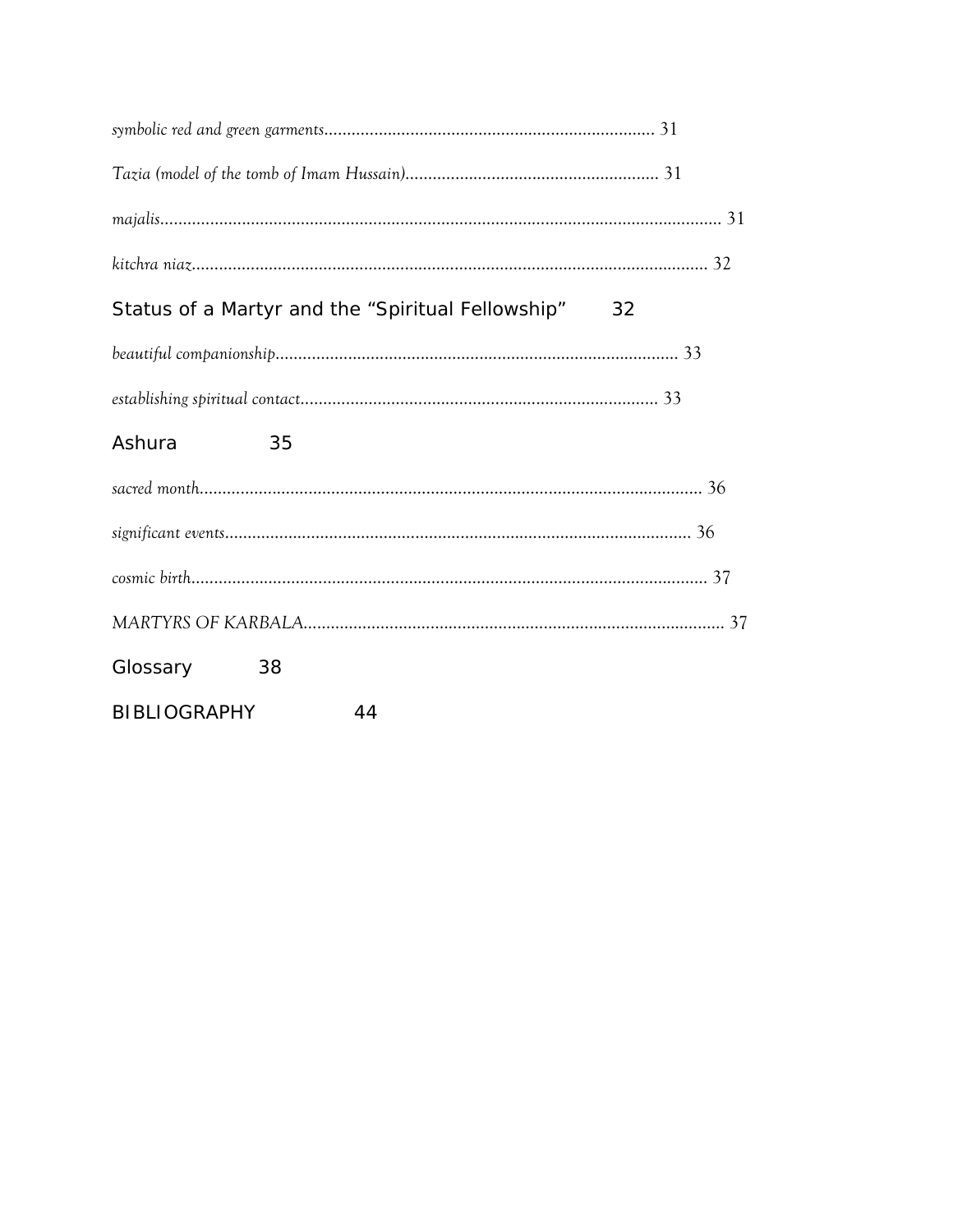*symbolic red and green garments*........................................................................ 31

*Tazia (model of the tomb of Imam Hussain)*........................................................ 31

*majalis*.......................................................................................................................... 31

*kitchra niaz*................................................................................................................ 32

Status of a Martyr and the "Spiritual Fellowship" 32

*beautiful companionship*......................................................................................... 33

*establishing spiritual contact*.............................................................................. 33

Ashura 35

*sacred month*.............................................................................................................. 36

*significant events*...................................................................................................... 36

*cosmic birth*................................................................................................................. 37

*MARTYRS OF KARBALA*............................................................................................ 37

Glossary 38

BIBLIOGRAPHY 44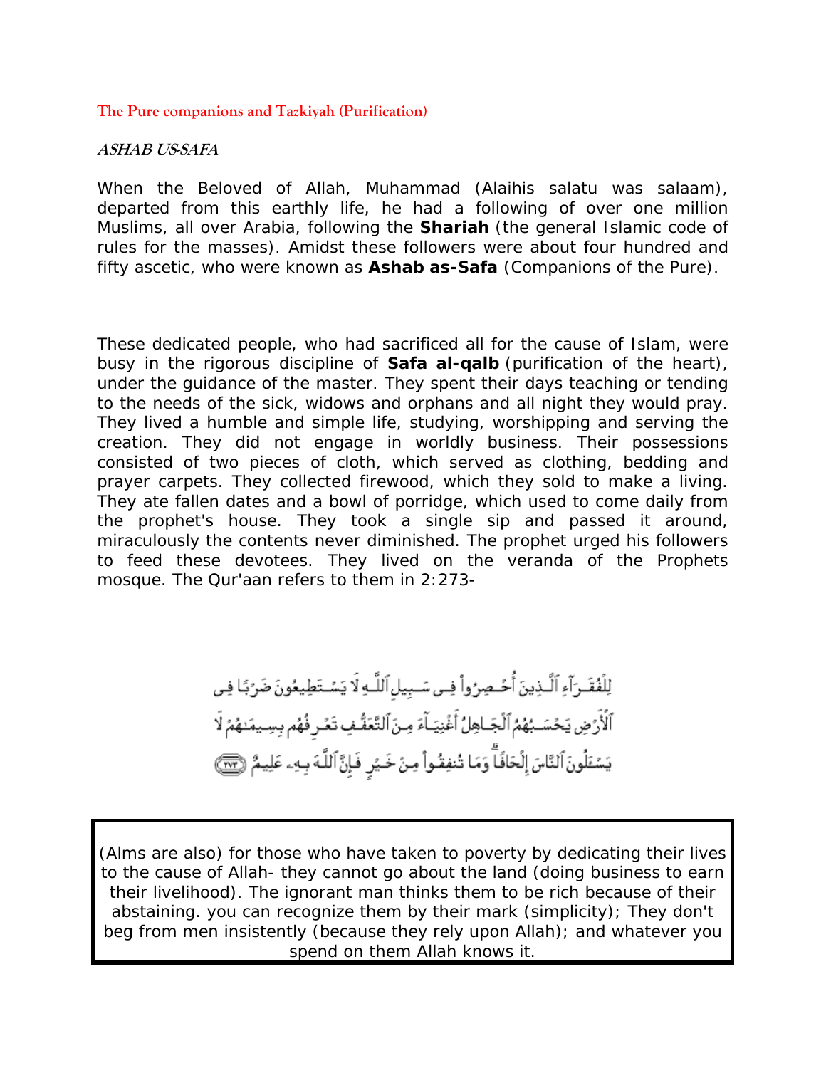## The Pure companions and Tazkiyah (Purification)

***ASHAB US-SAFA***

When the Beloved of Allah, Muhammad (Alaihis salatu was salaam), departed from this earthly life, he had a following of over one million Muslims, all over Arabia, following the **Shariah** (the general Islamic code of rules for the masses). Amidst these followers were about four hundred and fifty ascetic, who were known as **Ashab as-Safa** (Companions of the Pure).

These dedicated people, who had sacrificed all for the cause of Islam, were busy in the rigorous discipline of **Safa al-qalb** (purification of the heart), under the guidance of the master. They spent their days teaching or tending to the needs of the sick, widows and orphans and all night they would pray. They lived a humble and simple life, studying, worshipping and serving the creation. They did not engage in worldly business. Their possessions consisted of two pieces of cloth, which served as clothing, bedding and prayer carpets. They collected firewood, which they sold to make a living. They ate fallen dates and a bowl of porridge, which used to come daily from the prophet's house. They took a single sip and passed it around, miraculously the contents never diminished. The prophet urged his followers to feed these devotees. They lived on the veranda of the Prophets mosque. The Qur'aan refers to them in 2:273-

لِلْفُقَرَآءِ ٱلَّذِينَ أُحْصِرُوا۟ فِى سَبِيلِ ٱللَّهِ لَا يَسْتَطِيعُونَ ضَرْبًا فِى ٱلْأَرْضِ يَحْسَبُهُمُ ٱلْجَاهِلُ أَغْنِيَآءَ مِنَ ٱلتَّعَفُّفِ تَعْرِفُهُم بِسِيمَٰهُمْ لَا يَسْـَٔلُونَ ٱلنَّاسَ إِلْحَافًا ۗ وَمَا تُنفِقُوا۟ مِنْ خَيْرٍ فَإِنَّ ٱللَّهَ بِهِۦ عَلِيمٌ ﴿٢٧٣﴾

(Alms are also) for those who have taken to poverty by dedicating their lives to the cause of Allah- they cannot go about the land (doing business to earn their livelihood). The ignorant man thinks them to be rich because of their abstaining. you can recognize them by their mark (simplicity); They don't beg from men insistently (because they rely upon Allah); and whatever you spend on them Allah knows it.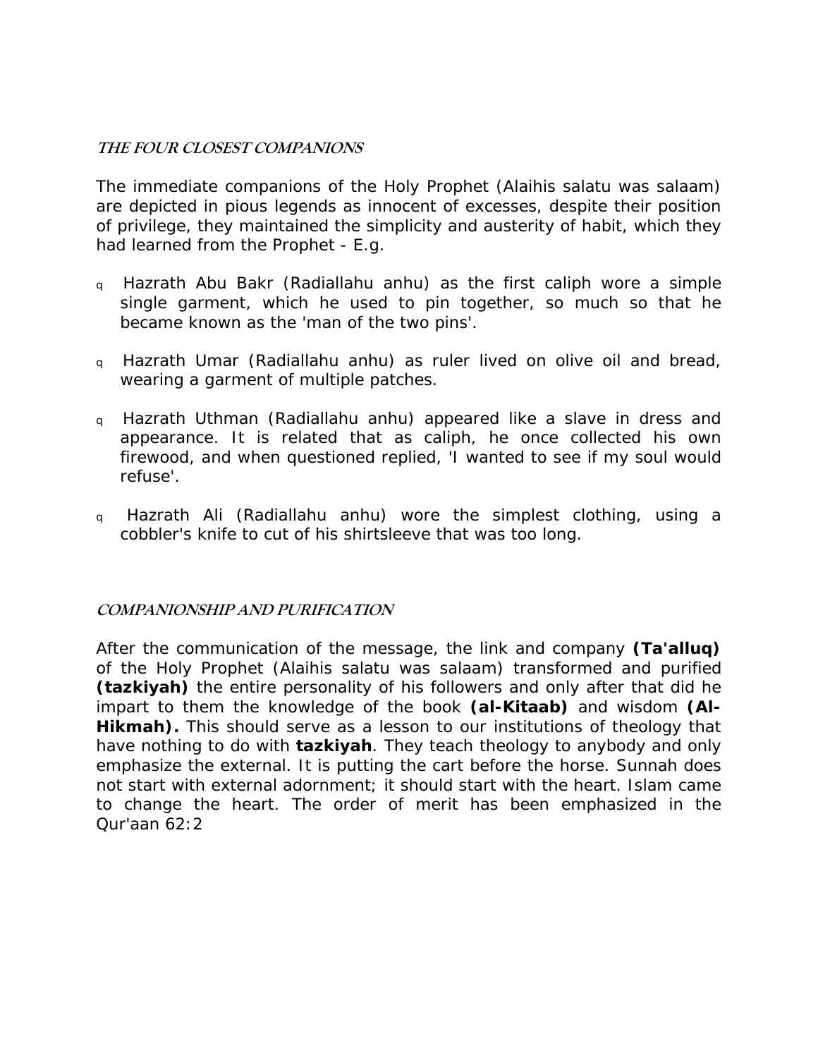## *THE FOUR CLOSEST COMPANIONS*

The immediate companions of the Holy Prophet (Alaihis salatu was salaam) are depicted in pious legends as innocent of excesses, despite their position of privilege, they maintained the simplicity and austerity of habit, which they had learned from the Prophet - E.g.

- Hazrath Abu Bakr (Radiallahu anhu) as the first caliph wore a simple single garment, which he used to pin together, so much so that he became known as the 'man of the two pins'.
- Hazrath Umar (Radiallahu anhu) as ruler lived on olive oil and bread, wearing a garment of multiple patches.
- Hazrath Uthman (Radiallahu anhu) appeared like a slave in dress and appearance. It is related that as caliph, he once collected his own firewood, and when questioned replied, 'I wanted to see if my soul would refuse'.
- Hazrath Ali (Radiallahu anhu) wore the simplest clothing, using a cobbler's knife to cut of his shirtsleeve that was too long.

## *COMPANIONSHIP AND PURIFICATION*

After the communication of the message, the link and company **(Ta'alluq)** of the Holy Prophet (Alaihis salatu was salaam) transformed and purified **(tazkiyah)** the entire personality of his followers and only after that did he impart to them the knowledge of the book **(al-Kitaab)** and wisdom **(Al-Hikmah).** This should serve as a lesson to our institutions of theology that have nothing to do with **tazkiyah**. They teach theology to anybody and only emphasize the external. It is putting the cart before the horse. Sunnah does not start with external adornment; it should start with the heart. Islam came to change the heart. The order of merit has been emphasized in the Qur'aan 62:2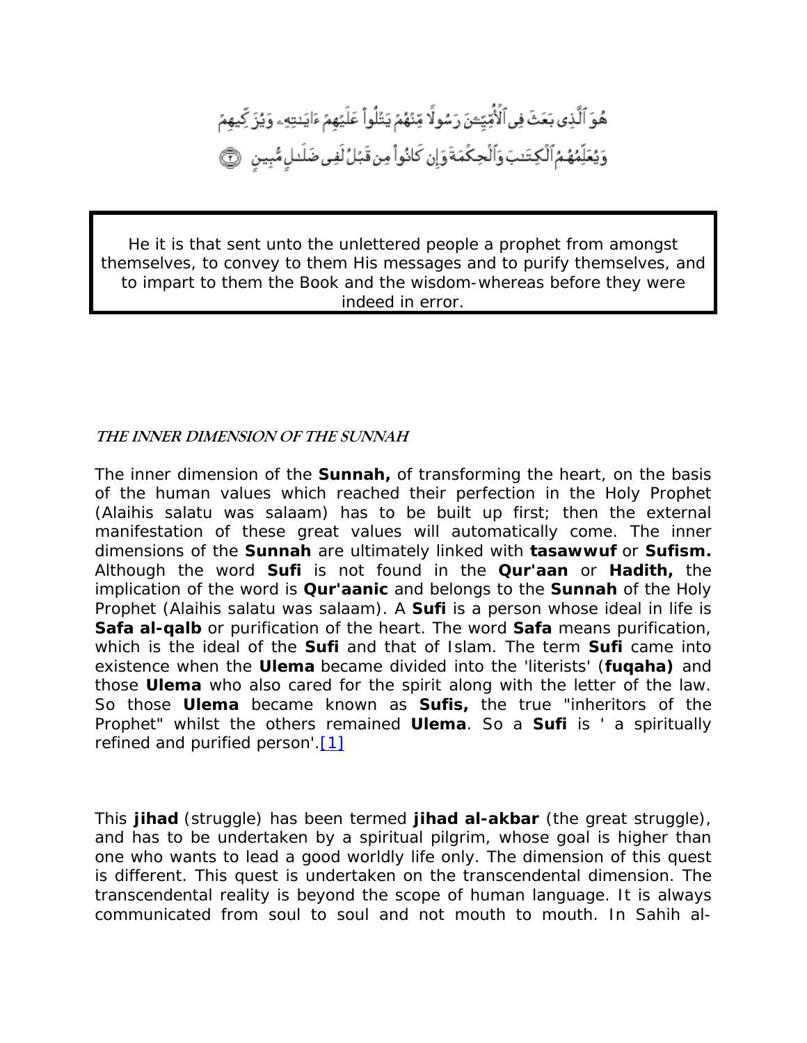هُوَ ٱلَّذِى بَعَثَ فِى ٱلْأُمِّيِّـۧنَ رَسُولًا مِّنْهُمْ يَتْلُوا۟ عَلَيْهِمْ ءَايَـٰتِهِۦ وَيُزَكِّيهِمْ وَيُعَلِّمُهُمُ ٱلْكِتَـٰبَ وَٱلْحِكْمَةَ وَإِن كَانُوا۟ مِن قَبْلُ لَفِى ضَلَـٰلٍ مُّبِينٍ ﴿٢﴾

> He it is that sent unto the unlettered people a prophet from amongst themselves, to convey to them His messages and to purify themselves, and to impart to them the Book and the wisdom-whereas before they were indeed in error.

***THE INNER DIMENSION OF THE SUNNAH***

The inner dimension of the **Sunnah,** of transforming the heart, on the basis of the human values which reached their perfection in the Holy Prophet (Alaihis salatu was salaam) has to be built up first; then the external manifestation of these great values will automatically come. The inner dimensions of the **Sunnah** are ultimately linked with **tasawwuf** or **Sufism.** Although the word **Sufi** is not found in the **Qur'aan** or **Hadith,** the implication of the word is **Qur'aanic** and belongs to the **Sunnah** of the Holy Prophet (Alaihis salatu was salaam). A **Sufi** is a person whose ideal in life is **Safa al-qalb** or purification of the heart. The word **Safa** means purification, which is the ideal of the **Sufi** and that of Islam. The term **Sufi** came into existence when the **Ulema** became divided into the 'literists' (**fuqaha)** and those **Ulema** who also cared for the spirit along with the letter of the law. So those **Ulema** became known as **Sufis,** the true "inheritors of the Prophet" whilst the others remained **Ulema**. So a **Sufi** is ' a spiritually refined and purified person'.[1]

This **jihad** (struggle) has been termed **jihad al-akbar** (the great struggle), and has to be undertaken by a spiritual pilgrim, whose goal is higher than one who wants to lead a good worldly life only. The dimension of this quest is different. This quest is undertaken on the transcendental dimension. The transcendental reality is beyond the scope of human language. It is always communicated from soul to soul and not mouth to mouth. In Sahih al-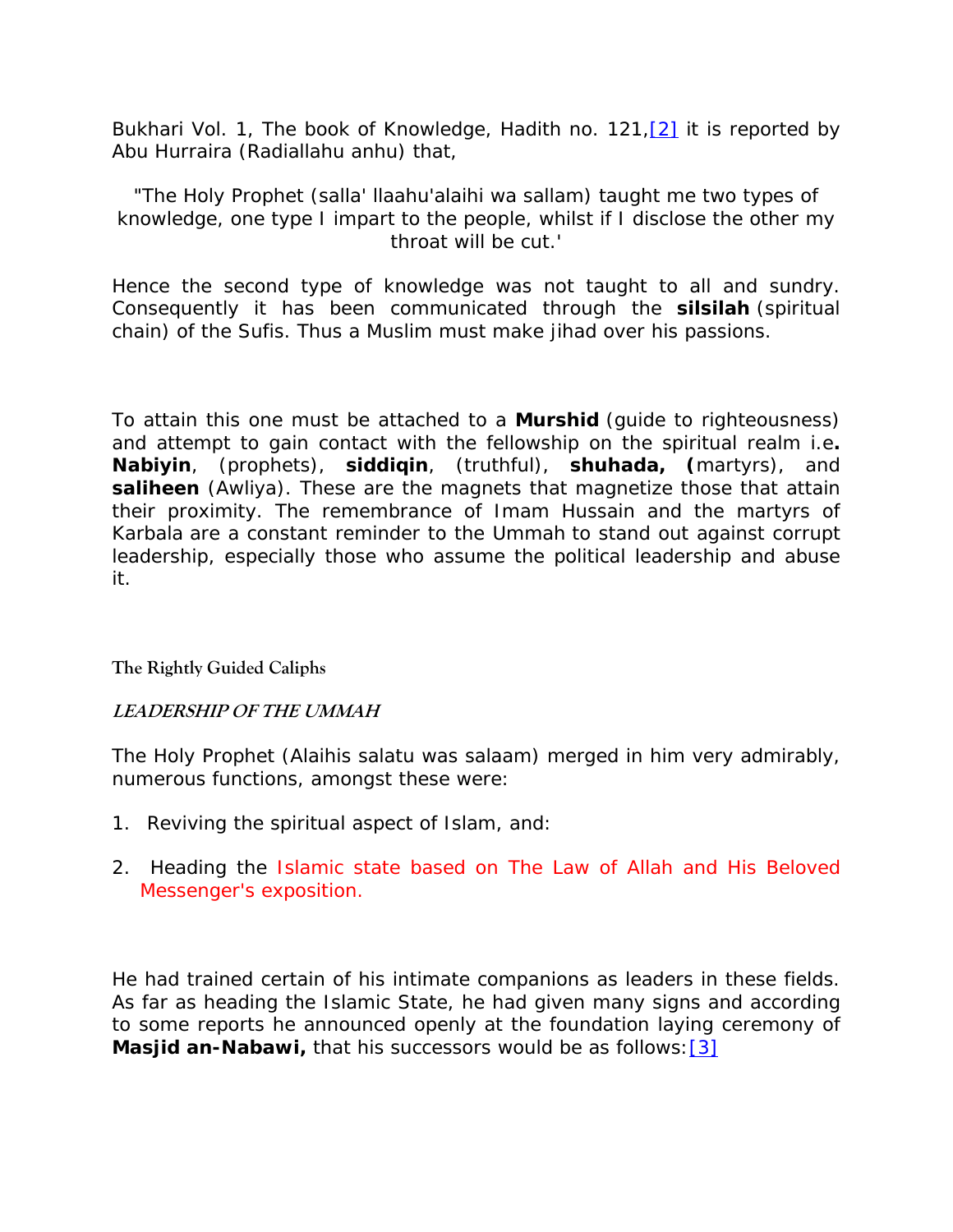Bukhari Vol. 1, The book of Knowledge, Hadith no. 121,[2] it is reported by Abu Hurraira (Radiallahu anhu) that,

"The Holy Prophet (salla' llaahu'alaihi wa sallam) taught me two types of knowledge, one type I impart to the people, whilst if I disclose the other my throat will be cut.'

Hence the second type of knowledge was not taught to all and sundry. Consequently it has been communicated through the **silsilah** (spiritual chain) of the Sufis. Thus a Muslim must make jihad over his passions.

To attain this one must be attached to a **Murshid** (guide to righteousness) and attempt to gain contact with the fellowship on the spiritual realm i.e**. Nabiyin**, (prophets), **siddiqin**, (truthful), **shuhada, (**martyrs), and **saliheen** (Awliya). These are the magnets that magnetize those that attain their proximity. The remembrance of Imam Hussain and the martyrs of Karbala are a constant reminder to the Ummah to stand out against corrupt leadership, especially those who assume the political leadership and abuse it.

### The Rightly Guided Caliphs

***LEADERSHIP OF THE UMMAH***

The Holy Prophet (Alaihis salatu was salaam) merged in him very admirably, numerous functions, amongst these were:

1. Reviving the spiritual aspect of Islam, and:
2. Heading the Islamic state based on The Law of Allah and His Beloved Messenger's exposition.

He had trained certain of his intimate companions as leaders in these fields. As far as heading the Islamic State, he had given many signs and according to some reports he announced openly at the foundation laying ceremony of **Masjid an-Nabawi,** that his successors would be as follows:[3]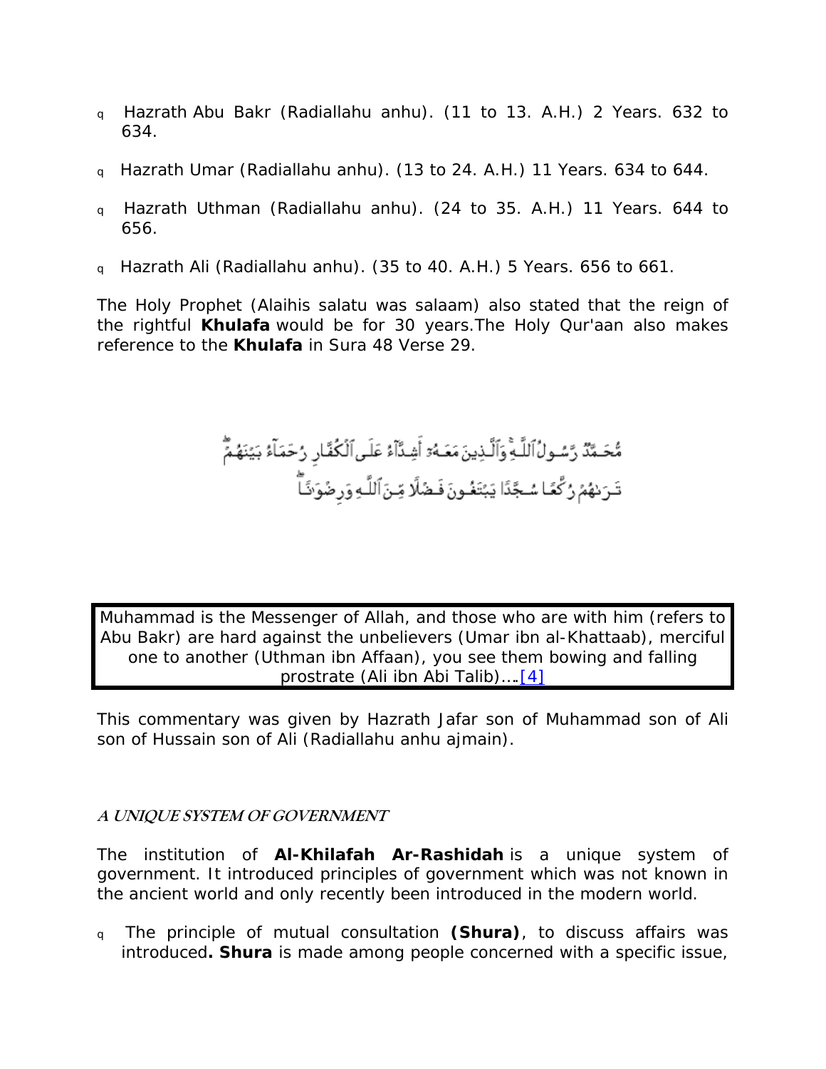- Hazrath Abu Bakr (Radiallahu anhu). (11 to 13. A.H.) 2 Years. 632 to 634.
- Hazrath Umar (Radiallahu anhu). (13 to 24. A.H.) 11 Years. 634 to 644.
- Hazrath Uthman (Radiallahu anhu). (24 to 35. A.H.) 11 Years. 644 to 656.
- Hazrath Ali (Radiallahu anhu). (35 to 40. A.H.) 5 Years. 656 to 661.

The Holy Prophet (Alaihis salatu was salaam) also stated that the reign of the rightful **Khulafa** would be for 30 years.The Holy Qur'aan also makes reference to the **Khulafa** in Sura 48 Verse 29.

مُّحَمَّدٌ رَّسُولُ ٱللَّهِ ۚ وَٱلَّذِينَ مَعَهُۥٓ أَشِدَّآءُ عَلَى ٱلْكُفَّارِ رُحَمَآءُ بَيْنَهُمْ ۖ تَرَىٰهُمْ رُكَّعًا سُجَّدًا يَبْتَغُونَ فَضْلًا مِّنَ ٱللَّهِ وَرِضْوَٰنًا ۖ

Muhammad is the Messenger of Allah, and those who are with him (refers to Abu Bakr) are hard against the unbelievers (Umar ibn al-Khattaab), merciful one to another (Uthman ibn Affaan), you see them bowing and falling prostrate (Ali ibn Abi Talib)….[4]

This commentary was given by Hazrath Jafar son of Muhammad son of Ali son of Hussain son of Ali (Radiallahu anhu ajmain).

### *A UNIQUE SYSTEM OF GOVERNMENT*

The institution of **Al-Khilafah Ar-Rashidah** is a unique system of government. It introduced principles of government which was not known in the ancient world and only recently been introduced in the modern world.

- The principle of mutual consultation **(Shura)**, to discuss affairs was introduced**. Shura** is made among people concerned with a specific issue,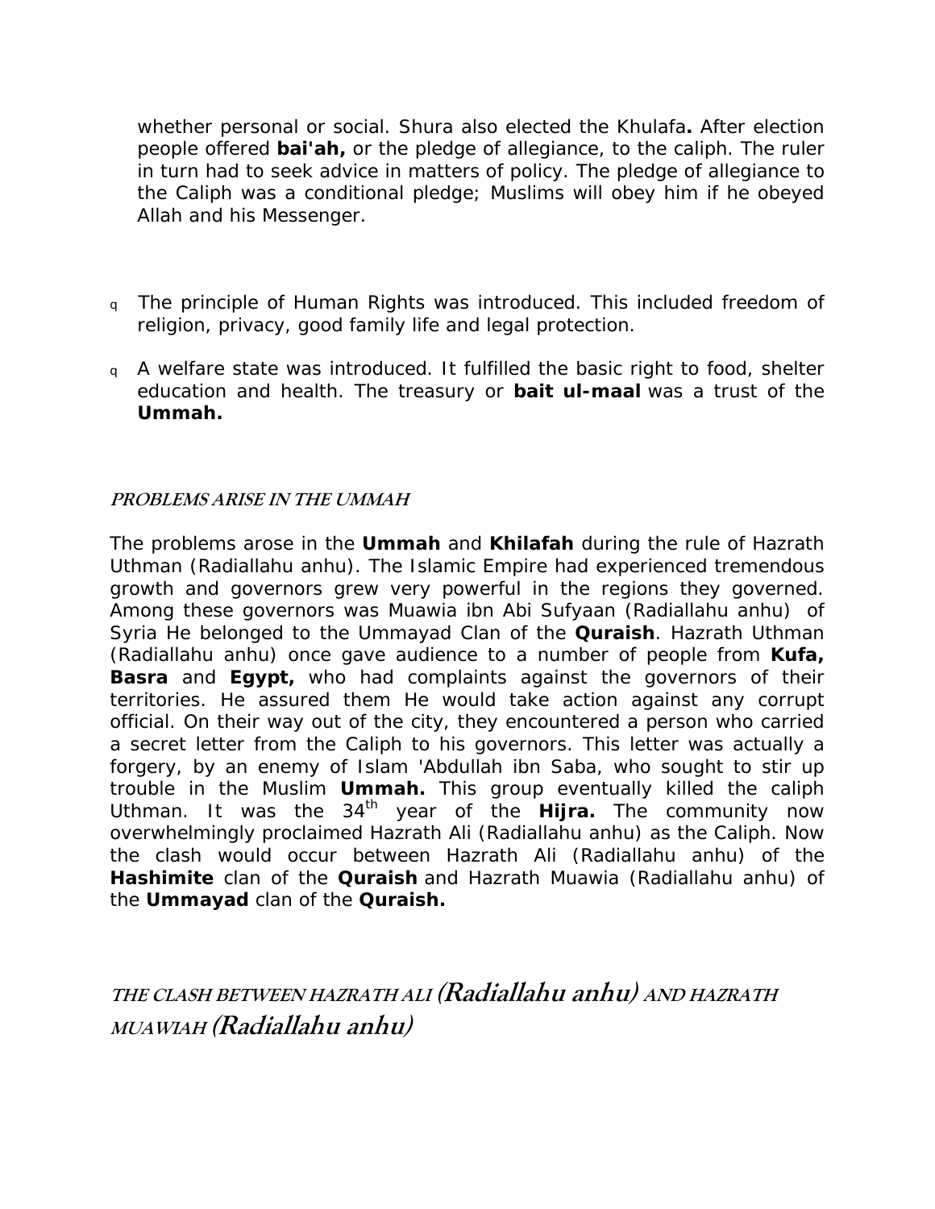whether personal or social. Shura also elected the Khulafa**.** After election people offered **bai'ah,** or the pledge of allegiance, to the caliph. The ruler in turn had to seek advice in matters of policy. The pledge of allegiance to the Caliph was a conditional pledge; Muslims will obey him if he obeyed Allah and his Messenger.

- The principle of Human Rights was introduced. This included freedom of religion, privacy, good family life and legal protection.
- A welfare state was introduced. It fulfilled the basic right to food, shelter education and health. The treasury or **bait ul-maal** was a trust of the **Ummah.**

### *PROBLEMS ARISE IN THE UMMAH*

The problems arose in the **Ummah** and **Khilafah** during the rule of Hazrath Uthman (Radiallahu anhu). The Islamic Empire had experienced tremendous growth and governors grew very powerful in the regions they governed. Among these governors was Muawia ibn Abi Sufyaan (Radiallahu anhu) of Syria He belonged to the Ummayad Clan of the **Quraish**. Hazrath Uthman (Radiallahu anhu) once gave audience to a number of people from **Kufa, Basra** and **Egypt,** who had complaints against the governors of their territories. He assured them He would take action against any corrupt official. On their way out of the city, they encountered a person who carried a secret letter from the Caliph to his governors. This letter was actually a forgery, by an enemy of Islam 'Abdullah ibn Saba, who sought to stir up trouble in the Muslim **Ummah.** This group eventually killed the caliph Uthman. It was the 34th year of the **Hijra.** The community now overwhelmingly proclaimed Hazrath Ali (Radiallahu anhu) as the Caliph. Now the clash would occur between Hazrath Ali (Radiallahu anhu) of the **Hashimite** clan of the **Quraish** and Hazrath Muawia (Radiallahu anhu) of the **Ummayad** clan of the **Quraish.**

## *THE CLASH BETWEEN HAZRATH ALI (Radiallahu anhu) AND HAZRATH MUAWIAH (Radiallahu anhu)*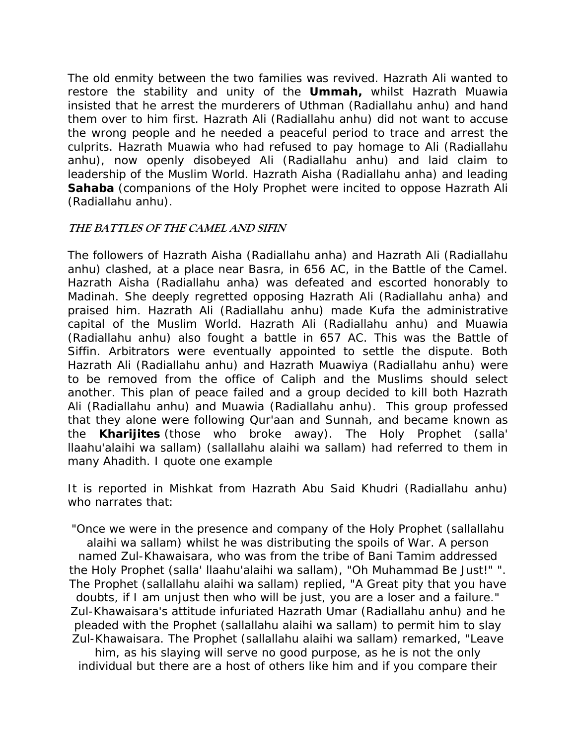The old enmity between the two families was revived. Hazrath Ali wanted to restore the stability and unity of the **Ummah,** whilst Hazrath Muawia insisted that he arrest the murderers of Uthman (Radiallahu anhu) and hand them over to him first. Hazrath Ali (Radiallahu anhu) did not want to accuse the wrong people and he needed a peaceful period to trace and arrest the culprits. Hazrath Muawia who had refused to pay homage to Ali (Radiallahu anhu), now openly disobeyed Ali (Radiallahu anhu) and laid claim to leadership of the Muslim World. Hazrath Aisha (Radiallahu anha) and leading **Sahaba** (companions of the Holy Prophet were incited to oppose Hazrath Ali (Radiallahu anhu).

### *THE BATTLES OF THE CAMEL AND SIFIN*

The followers of Hazrath Aisha (Radiallahu anha) and Hazrath Ali (Radiallahu anhu) clashed, at a place near Basra, in 656 AC, in the Battle of the Camel. Hazrath Aisha (Radiallahu anha) was defeated and escorted honorably to Madinah. She deeply regretted opposing Hazrath Ali (Radiallahu anha) and praised him. Hazrath Ali (Radiallahu anhu) made Kufa the administrative capital of the Muslim World. Hazrath Ali (Radiallahu anhu) and Muawia (Radiallahu anhu) also fought a battle in 657 AC. This was the Battle of Siffin. Arbitrators were eventually appointed to settle the dispute. Both Hazrath Ali (Radiallahu anhu) and Hazrath Muawiya (Radiallahu anhu) were to be removed from the office of Caliph and the Muslims should select another. This plan of peace failed and a group decided to kill both Hazrath Ali (Radiallahu anhu) and Muawia (Radiallahu anhu). This group professed that they alone were following Qur'aan and Sunnah, and became known as the **Kharijites** (those who broke away). The Holy Prophet (salla' llaahu'alaihi wa sallam) (sallallahu alaihi wa sallam) had referred to them in many Ahadith. I quote one example

It is reported in Mishkat from Hazrath Abu Said Khudri (Radiallahu anhu) who narrates that:

"Once we were in the presence and company of the Holy Prophet (sallallahu alaihi wa sallam) whilst he was distributing the spoils of War. A person named Zul-Khawaisara, who was from the tribe of Bani Tamim addressed the Holy Prophet (salla' llaahu'alaihi wa sallam), "Oh Muhammad Be Just!" ". The Prophet (sallallahu alaihi wa sallam) replied, "A Great pity that you have doubts, if I am unjust then who will be just, you are a loser and a failure." Zul-Khawaisara's attitude infuriated Hazrath Umar (Radiallahu anhu) and he pleaded with the Prophet (sallallahu alaihi wa sallam) to permit him to slay Zul-Khawaisara. The Prophet (sallallahu alaihi wa sallam) remarked, "Leave him, as his slaying will serve no good purpose, as he is not the only individual but there are a host of others like him and if you compare their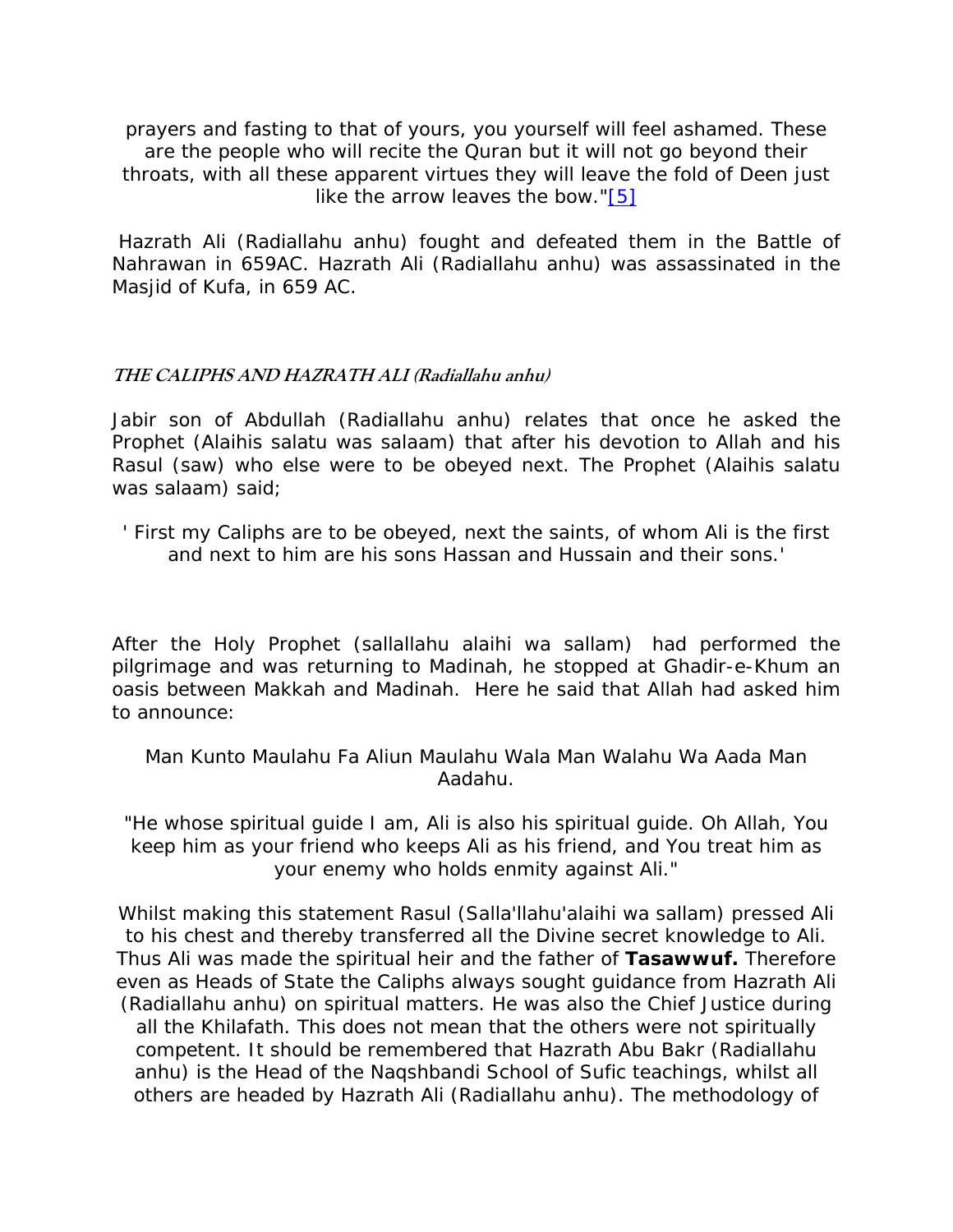prayers and fasting to that of yours, you yourself will feel ashamed. These are the people who will recite the Quran but it will not go beyond their throats, with all these apparent virtues they will leave the fold of Deen just like the arrow leaves the bow."[5]

Hazrath Ali (Radiallahu anhu) fought and defeated them in the Battle of Nahrawan in 659AC. Hazrath Ali (Radiallahu anhu) was assassinated in the Masjid of Kufa, in 659 AC.

### *THE CALIPHS AND HAZRATH ALI (Radiallahu anhu)*

Jabir son of Abdullah (Radiallahu anhu) relates that once he asked the Prophet (Alaihis salatu was salaam) that after his devotion to Allah and his Rasul (saw) who else were to be obeyed next. The Prophet (Alaihis salatu was salaam) said;

' First my Caliphs are to be obeyed, next the saints, of whom Ali is the first and next to him are his sons Hassan and Hussain and their sons.'

After the Holy Prophet (sallallahu alaihi wa sallam) had performed the pilgrimage and was returning to Madinah, he stopped at Ghadir-e-Khum an oasis between Makkah and Madinah. Here he said that Allah had asked him to announce:

Man Kunto Maulahu Fa Aliun Maulahu Wala Man Walahu Wa Aada Man Aadahu.

"He whose spiritual guide I am, Ali is also his spiritual guide. Oh Allah, You keep him as your friend who keeps Ali as his friend, and You treat him as your enemy who holds enmity against Ali."

Whilst making this statement Rasul (Salla'llahu'alaihi wa sallam) pressed Ali to his chest and thereby transferred all the Divine secret knowledge to Ali. Thus Ali was made the spiritual heir and the father of **Tasawwuf.** Therefore even as Heads of State the Caliphs always sought guidance from Hazrath Ali (Radiallahu anhu) on spiritual matters. He was also the Chief Justice during all the Khilafath. This does not mean that the others were not spiritually competent. It should be remembered that Hazrath Abu Bakr (Radiallahu anhu) is the Head of the Naqshbandi School of Sufic teachings, whilst all others are headed by Hazrath Ali (Radiallahu anhu). The methodology of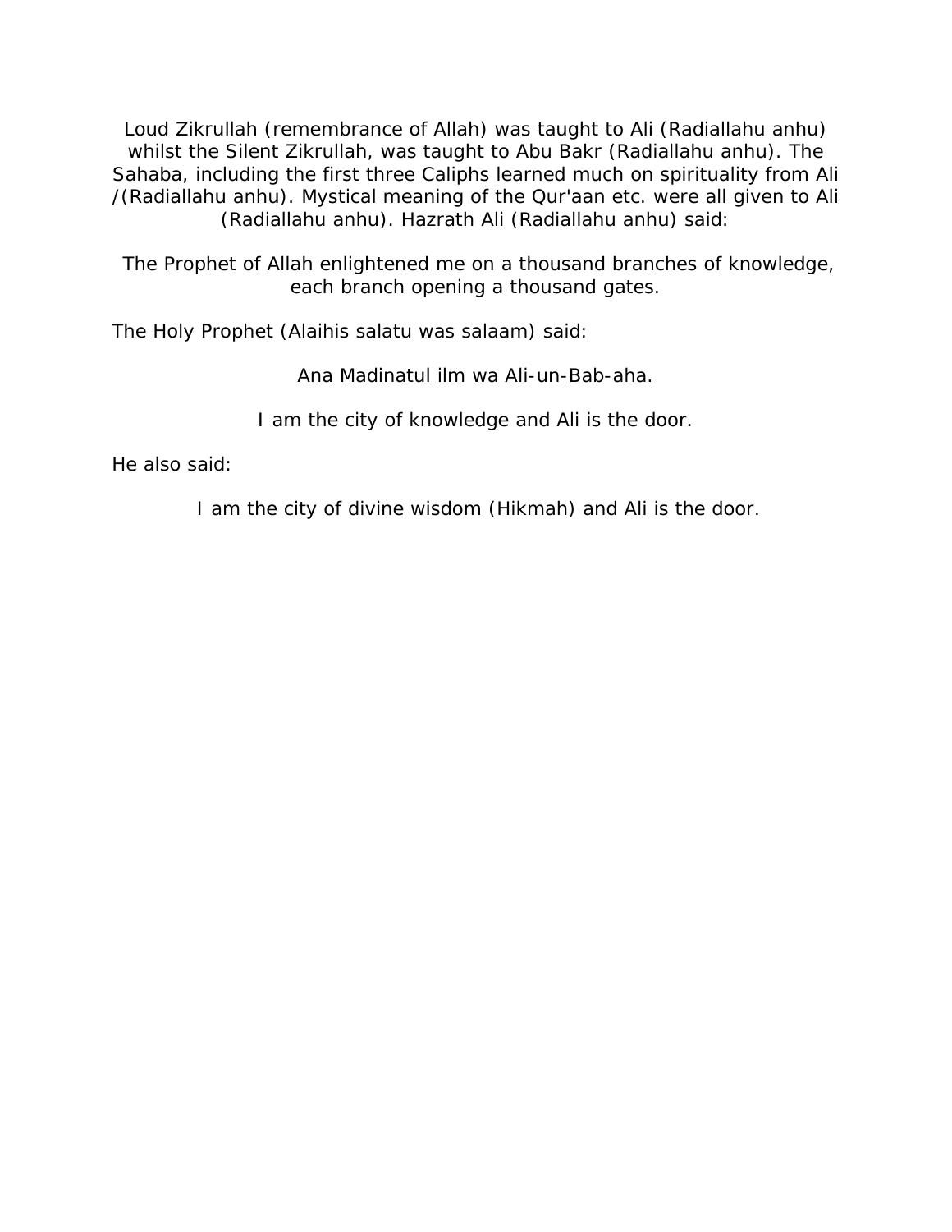Loud Zikrullah (remembrance of Allah) was taught to Ali (Radiallahu anhu) whilst the Silent Zikrullah, was taught to Abu Bakr (Radiallahu anhu). The Sahaba, including the first three Caliphs learned much on spirituality from Ali /(Radiallahu anhu). Mystical meaning of the Qur'aan etc. were all given to Ali (Radiallahu anhu). Hazrath Ali (Radiallahu anhu) said:

The Prophet of Allah enlightened me on a thousand branches of knowledge, each branch opening a thousand gates.

The Holy Prophet (Alaihis salatu was salaam) said:

Ana Madinatul ilm wa Ali-un-Bab-aha.

I am the city of knowledge and Ali is the door.

He also said:

I am the city of divine wisdom (Hikmah) and Ali is the door.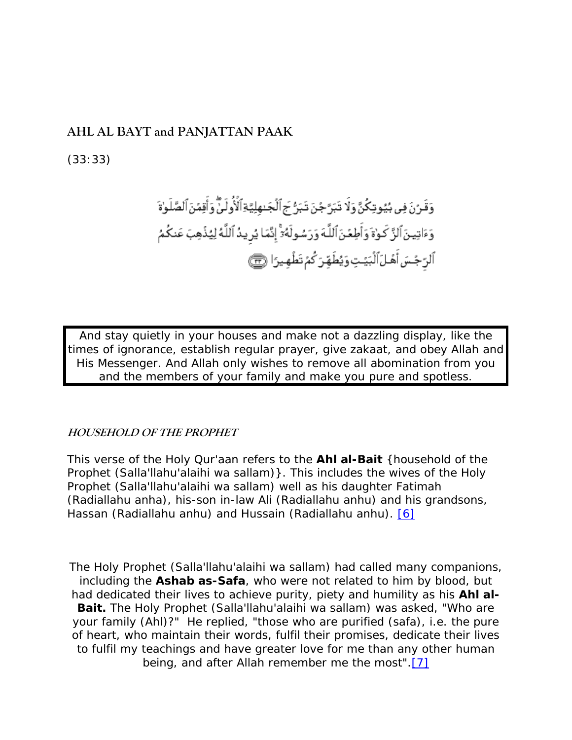## AHL AL BAYT and PANJATTAN PAAK

(33:33)

وَقَرْنَ فِى بُيُوتِكُنَّ وَلَا تَبَرَّجْنَ تَبَرُّجَ ٱلْجَـٰهِلِيَّةِ ٱلْأُولَىٰ ۖ وَأَقِمْنَ ٱلصَّلَوٰةَ وَءَاتِينَ ٱلزَّكَوٰةَ وَأَطِعْنَ ٱللَّهَ وَرَسُولَهُۥٓ ۚ إِنَّمَا يُرِيدُ ٱللَّهُ لِيُذْهِبَ عَنكُمُ ٱلرِّجْسَ أَهْلَ ٱلْبَيْتِ وَيُطَهِّرَكُمْ تَطْهِيرًا ﴿٣٣﴾

| And stay quietly in your houses and make not a dazzling display, like the times of ignorance, establish regular prayer, give zakaat, and obey Allah and His Messenger. And Allah only wishes to remove all abomination from you and the members of your family and make you pure and spotless. |
|---|

### *HOUSEHOLD OF THE PROPHET*

This verse of the Holy Qur'aan refers to the **Ahl al-Bait** {household of the Prophet (Salla'llahu'alaihi wa sallam)}. This includes the wives of the Holy Prophet (Salla'llahu'alaihi wa sallam) well as his daughter Fatimah (Radiallahu anha), his-son in-law Ali (Radiallahu anhu) and his grandsons, Hassan (Radiallahu anhu) and Hussain (Radiallahu anhu). [6]

The Holy Prophet (Salla'llahu'alaihi wa sallam) had called many companions, including the **Ashab as-Safa**, who were not related to him by blood, but had dedicated their lives to achieve purity, piety and humility as his **Ahl al-Bait.** The Holy Prophet (Salla'llahu'alaihi wa sallam) was asked, "Who are your family (Ahl)?" He replied, "those who are purified (safa), i.e. the pure of heart, who maintain their words, fulfil their promises, dedicate their lives to fulfil my teachings and have greater love for me than any other human being, and after Allah remember me the most".[7]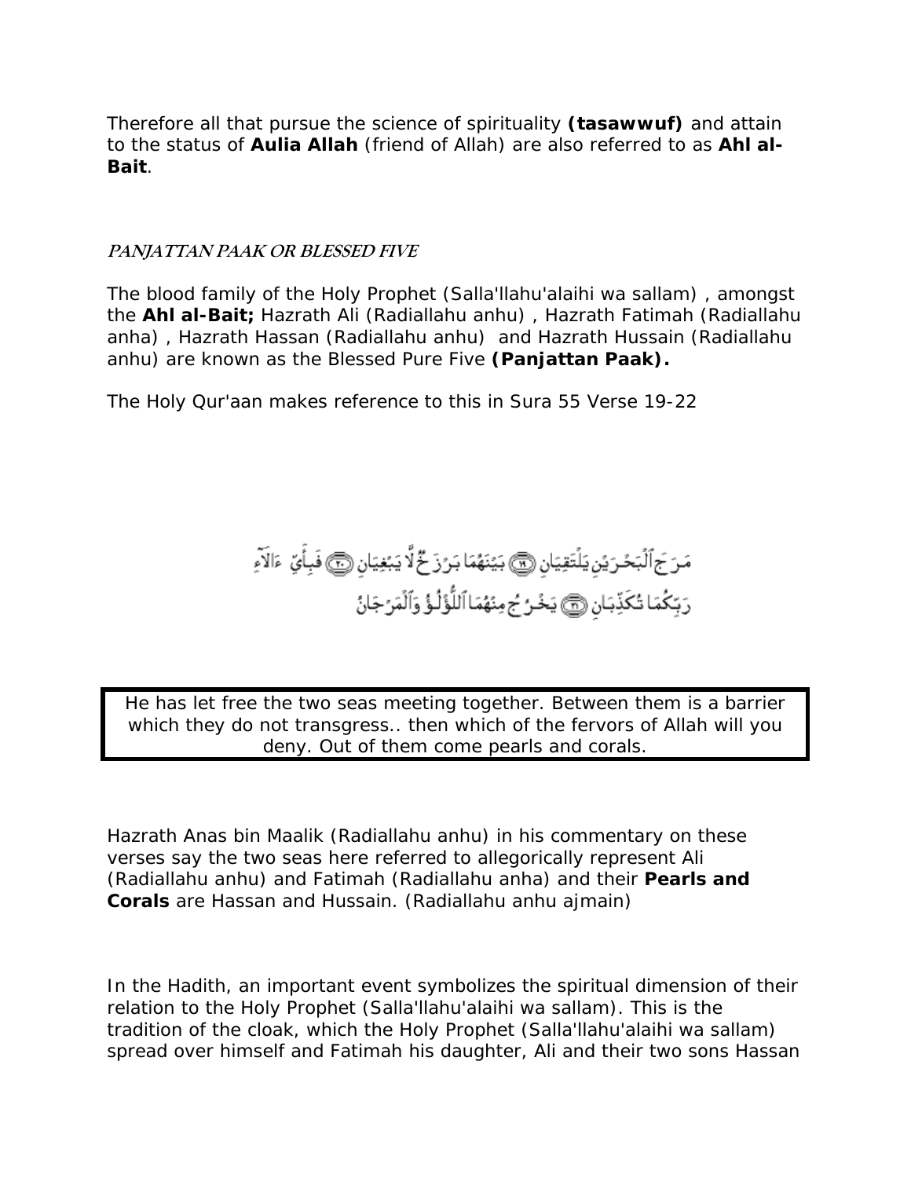Therefore all that pursue the science of spirituality **(tasawwuf)** and attain to the status of **Aulia Allah** (friend of Allah) are also referred to as **Ahl al-Bait**.

### *PANJATTAN PAAK OR BLESSED FIVE*

The blood family of the Holy Prophet (Salla'llahu'alaihi wa sallam) , amongst the **Ahl al-Bait;** Hazrath Ali (Radiallahu anhu) , Hazrath Fatimah (Radiallahu anha) , Hazrath Hassan (Radiallahu anhu) and Hazrath Hussain (Radiallahu anhu) are known as the Blessed Pure Five **(Panjattan Paak).**

The Holy Qur'aan makes reference to this in Sura 55 Verse 19-22

مَرَجَ ٱلْبَحْرَيْنِ يَلْتَقِيَانِ ﴿١٩﴾ بَيْنَهُمَا بَرْزَخٌ لَّا يَبْغِيَانِ ﴿٢٠﴾ فَبِأَيِّ ءَالَآءِ رَبِّكُمَا تُكَذِّبَانِ ﴿٢١﴾ يَخْرُجُ مِنْهُمَا ٱللُّؤْلُؤُ وَٱلْمَرْجَانُ

> He has let free the two seas meeting together. Between them is a barrier which they do not transgress.. then which of the fervors of Allah will you deny. Out of them come pearls and corals.

Hazrath Anas bin Maalik (Radiallahu anhu) in his commentary on these verses say the two seas here referred to allegorically represent Ali (Radiallahu anhu) and Fatimah (Radiallahu anha) and their **Pearls and Corals** are Hassan and Hussain. (Radiallahu anhu ajmain)

In the Hadith, an important event symbolizes the spiritual dimension of their relation to the Holy Prophet (Salla'llahu'alaihi wa sallam). This is the tradition of the cloak, which the Holy Prophet (Salla'llahu'alaihi wa sallam) spread over himself and Fatimah his daughter, Ali and their two sons Hassan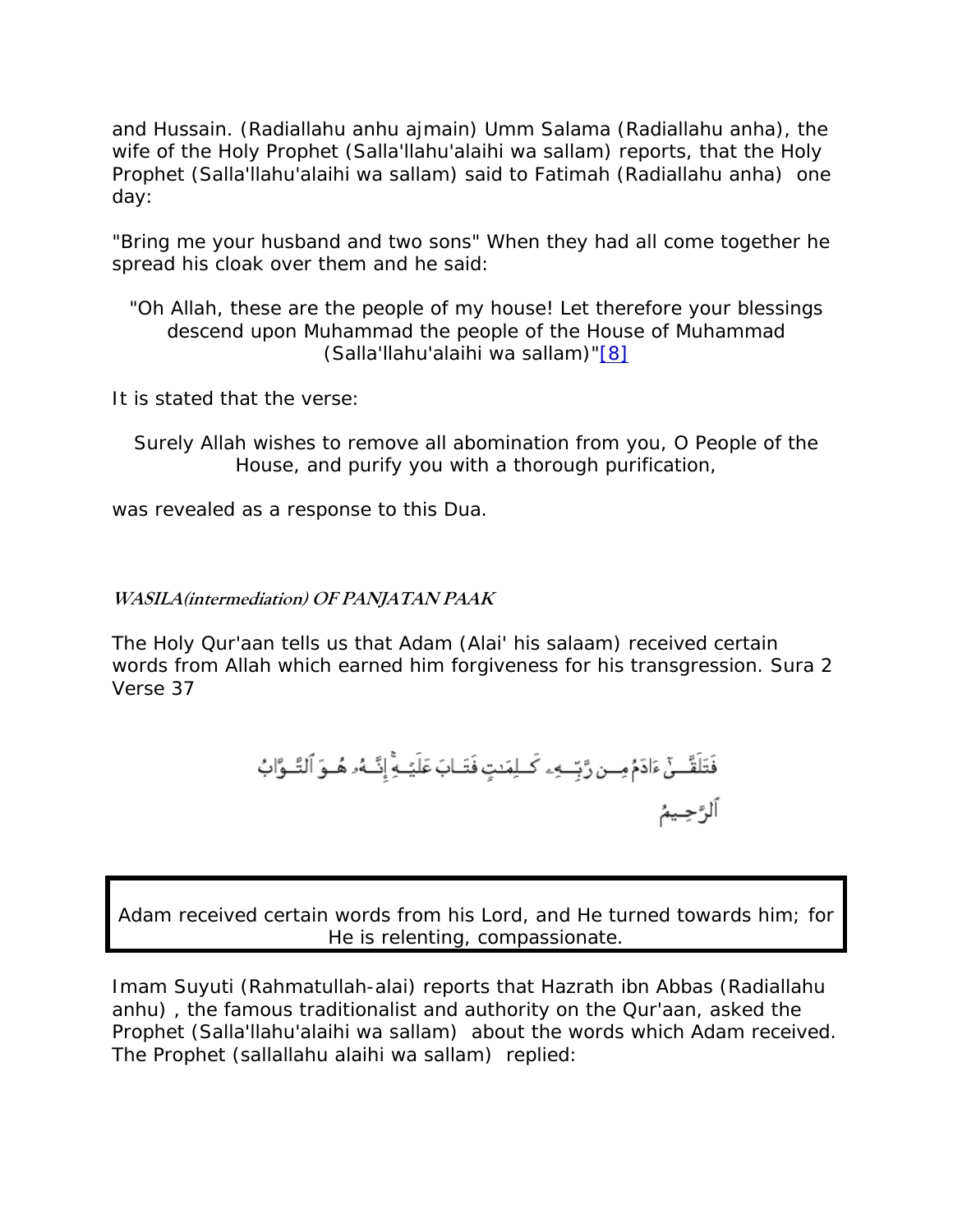and Hussain. (Radiallahu anhu ajmain) Umm Salama (Radiallahu anha), the wife of the Holy Prophet (Salla'llahu'alaihi wa sallam) reports, that the Holy Prophet (Salla'llahu'alaihi wa sallam) said to Fatimah (Radiallahu anha) one day:

"Bring me your husband and two sons" When they had all come together he spread his cloak over them and he said:

> "Oh Allah, these are the people of my house! Let therefore your blessings descend upon Muhammad the people of the House of Muhammad (Salla'llahu'alaihi wa sallam)"[8]

It is stated that the verse:

> Surely Allah wishes to remove all abomination from you, O People of the House, and purify you with a thorough purification,

was revealed as a response to this Dua.

### *WASILA(intermediation) OF PANJATAN PAAK*

The Holy Qur'aan tells us that Adam (Alai' his salaam) received certain words from Allah which earned him forgiveness for his transgression. Sura 2 Verse 37

فَتَلَقَّىٰٓ ءَادَمُ مِن رَّبِّهِۦ كَلِمَٰتٍ فَتَابَ عَلَيْهِ ۚ إِنَّهُۥ هُوَ ٱلتَّوَّابُ ٱلرَّحِيمُ

| Adam received certain words from his Lord, and He turned towards him; for He is relenting, compassionate. |
|---|

Imam Suyuti (Rahmatullah-alai) reports that Hazrath ibn Abbas (Radiallahu anhu) , the famous traditionalist and authority on the Qur'aan, asked the Prophet (Salla'llahu'alaihi wa sallam) about the words which Adam received. The Prophet (sallallahu alaihi wa sallam) replied: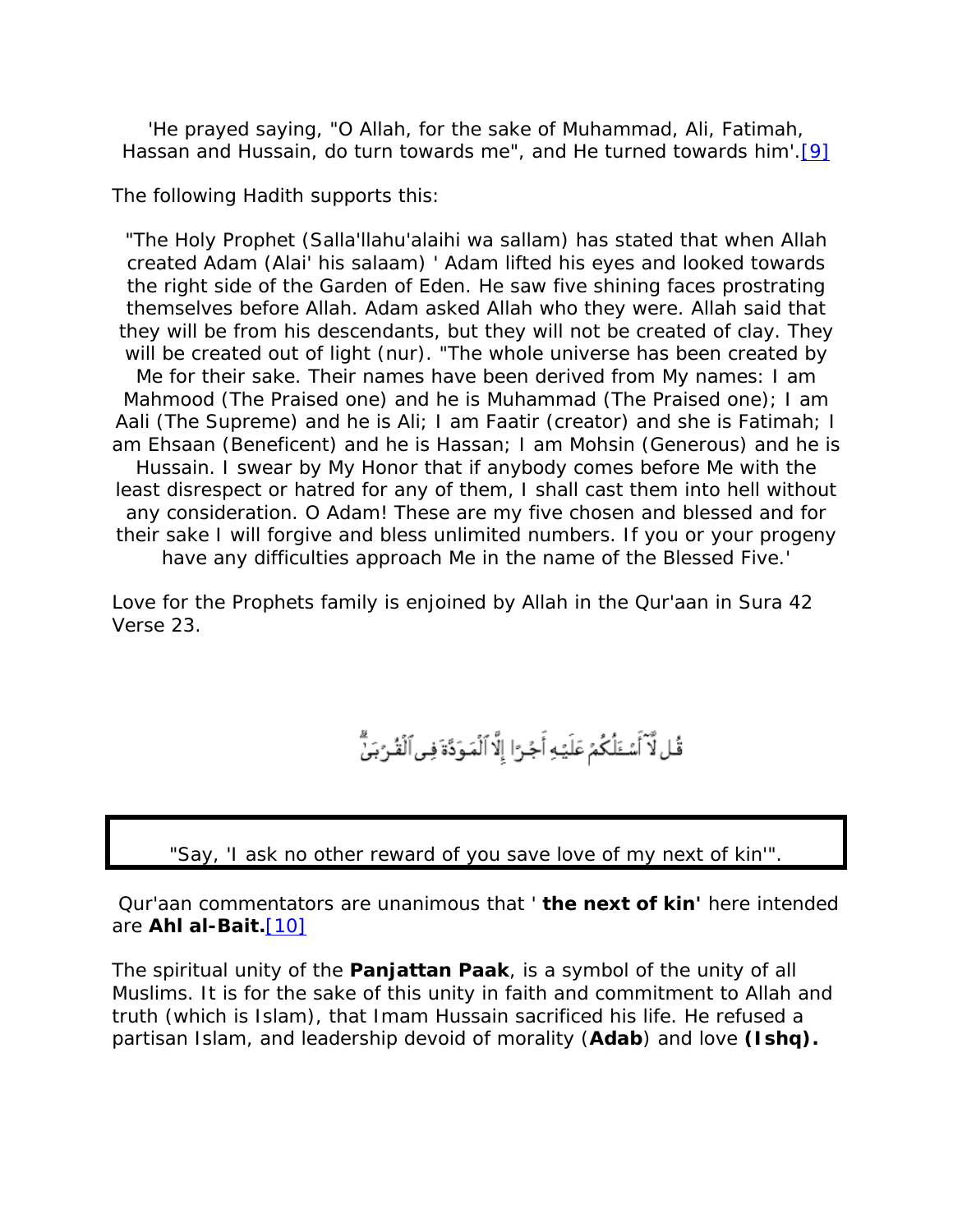'He prayed saying, "O Allah, for the sake of Muhammad, Ali, Fatimah, Hassan and Hussain, do turn towards me", and He turned towards him'.[9]

The following Hadith supports this:

> "The Holy Prophet (Salla'llahu'alaihi wa sallam) has stated that when Allah created Adam (Alai' his salaam) ' Adam lifted his eyes and looked towards the right side of the Garden of Eden. He saw five shining faces prostrating themselves before Allah. Adam asked Allah who they were. Allah said that they will be from his descendants, but they will not be created of clay. They will be created out of light (nur). "The whole universe has been created by Me for their sake. Their names have been derived from My names: I am Mahmood (The Praised one) and he is Muhammad (The Praised one); I am Aali (The Supreme) and he is Ali; I am Faatir (creator) and she is Fatimah; I am Ehsaan (Beneficent) and he is Hassan; I am Mohsin (Generous) and he is Hussain. I swear by My Honor that if anybody comes before Me with the least disrespect or hatred for any of them, I shall cast them into hell without any consideration. O Adam! These are my five chosen and blessed and for their sake I will forgive and bless unlimited numbers. If you or your progeny have any difficulties approach Me in the name of the Blessed Five.'

Love for the Prophets family is enjoined by Allah in the Qur'aan in Sura 42 Verse 23.

قُل لَّآ أَسْـَٔلُكُمْ عَلَيْهِ أَجْرًا إِلَّا ٱلْمَوَدَّةَ فِى ٱلْقُرْبَىٰ

"Say, 'I ask no other reward of you save love of my next of kin'".

Qur'aan commentators are unanimous that ' **the next of kin'** here intended are **Ahl al-Bait.**[10]

The spiritual unity of the **Panjattan Paak**, is a symbol of the unity of all Muslims. It is for the sake of this unity in faith and commitment to Allah and truth (which is Islam), that Imam Hussain sacrificed his life. He refused a partisan Islam, and leadership devoid of morality (**Adab**) and love **(Ishq).**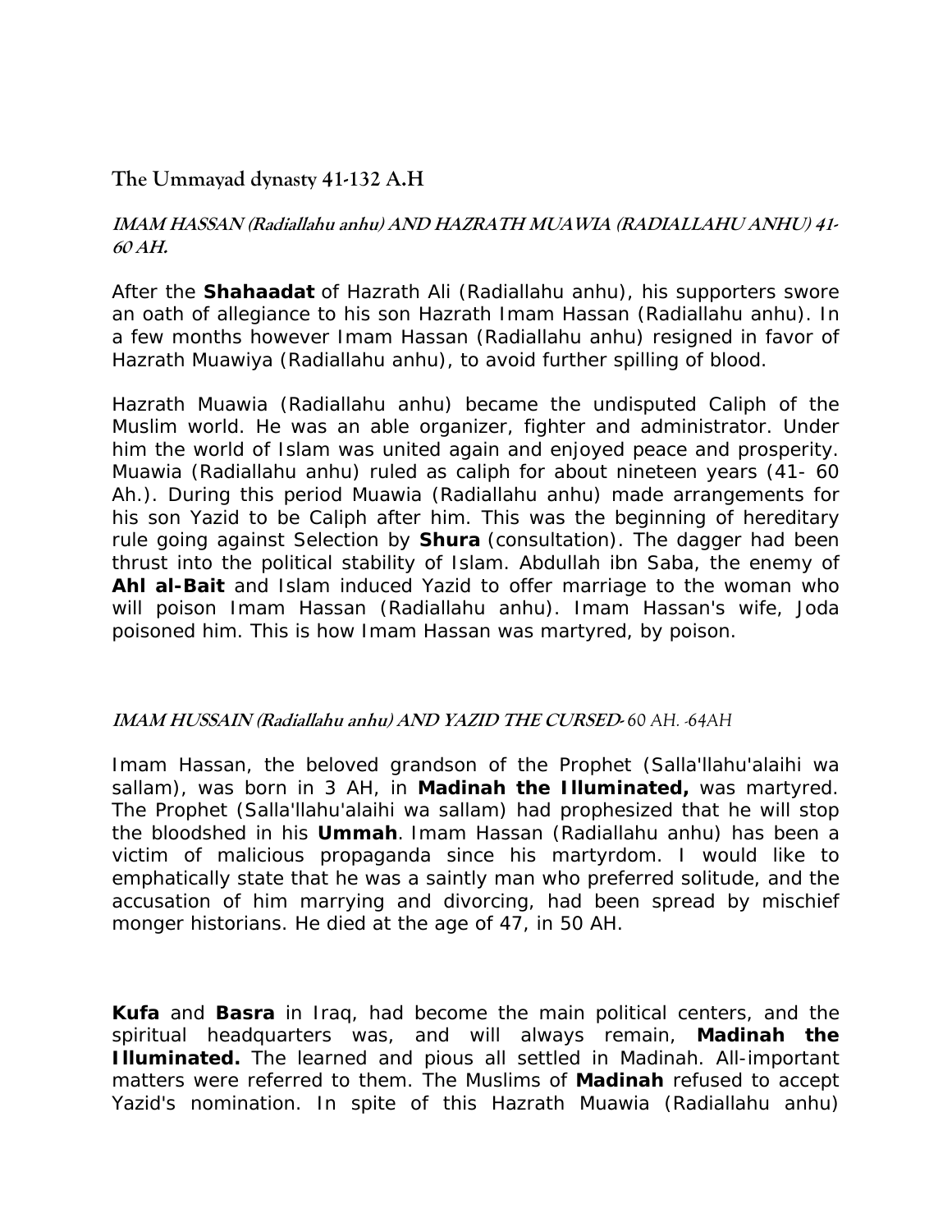## The Ummayad dynasty 41-132 A.H

### *IMAM HASSAN (Radiallahu anhu) AND HAZRATH MUAWIA (RADIALLAHU ANHU) 41-60 AH.*

After the **Shahaadat** of Hazrath Ali (Radiallahu anhu), his supporters swore an oath of allegiance to his son Hazrath Imam Hassan (Radiallahu anhu). In a few months however Imam Hassan (Radiallahu anhu) resigned in favor of Hazrath Muawiya (Radiallahu anhu), to avoid further spilling of blood.

Hazrath Muawia (Radiallahu anhu) became the undisputed Caliph of the Muslim world. He was an able organizer, fighter and administrator. Under him the world of Islam was united again and enjoyed peace and prosperity. Muawia (Radiallahu anhu) ruled as caliph for about nineteen years (41- 60 Ah.). During this period Muawia (Radiallahu anhu) made arrangements for his son Yazid to be Caliph after him. This was the beginning of hereditary rule going against Selection by **Shura** (consultation). The dagger had been thrust into the political stability of Islam. Abdullah ibn Saba, the enemy of **Ahl al-Bait** and Islam induced Yazid to offer marriage to the woman who will poison Imam Hassan (Radiallahu anhu). Imam Hassan's wife, Joda poisoned him. This is how Imam Hassan was martyred, by poison.

### *IMAM HUSSAIN (Radiallahu anhu) AND YAZID THE CURSED-* 60 AH. -64AH

Imam Hassan, the beloved grandson of the Prophet (Salla'llahu'alaihi wa sallam), was born in 3 AH, in **Madinah the Illuminated,** was martyred. The Prophet (Salla'llahu'alaihi wa sallam) had prophesized that he will stop the bloodshed in his **Ummah**. Imam Hassan (Radiallahu anhu) has been a victim of malicious propaganda since his martyrdom. I would like to emphatically state that he was a saintly man who preferred solitude, and the accusation of him marrying and divorcing, had been spread by mischief monger historians. He died at the age of 47, in 50 AH.

**Kufa** and **Basra** in Iraq, had become the main political centers, and the spiritual headquarters was, and will always remain, **Madinah the Illuminated.** The learned and pious all settled in Madinah. All-important matters were referred to them. The Muslims of **Madinah** refused to accept Yazid's nomination. In spite of this Hazrath Muawia (Radiallahu anhu)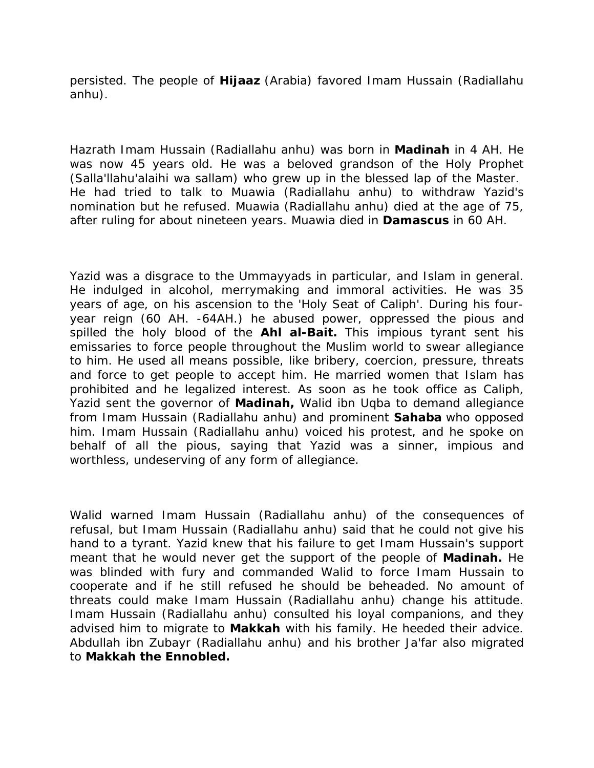persisted. The people of **Hijaaz** (Arabia) favored Imam Hussain (Radiallahu anhu).

Hazrath Imam Hussain (Radiallahu anhu) was born in **Madinah** in 4 AH. He was now 45 years old. He was a beloved grandson of the Holy Prophet (Salla'llahu'alaihi wa sallam) who grew up in the blessed lap of the Master. He had tried to talk to Muawia (Radiallahu anhu) to withdraw Yazid's nomination but he refused. Muawia (Radiallahu anhu) died at the age of 75, after ruling for about nineteen years. Muawia died in **Damascus** in 60 AH.

Yazid was a disgrace to the Ummayyads in particular, and Islam in general. He indulged in alcohol, merrymaking and immoral activities. He was 35 years of age, on his ascension to the 'Holy Seat of Caliph'. During his four-year reign (60 AH. -64AH.) he abused power, oppressed the pious and spilled the holy blood of the **Ahl al-Bait.** This impious tyrant sent his emissaries to force people throughout the Muslim world to swear allegiance to him. He used all means possible, like bribery, coercion, pressure, threats and force to get people to accept him. He married women that Islam has prohibited and he legalized interest. As soon as he took office as Caliph, Yazid sent the governor of **Madinah,** Walid ibn Uqba to demand allegiance from Imam Hussain (Radiallahu anhu) and prominent **Sahaba** who opposed him. Imam Hussain (Radiallahu anhu) voiced his protest, and he spoke on behalf of all the pious, saying that Yazid was a sinner, impious and worthless, undeserving of any form of allegiance.

Walid warned Imam Hussain (Radiallahu anhu) of the consequences of refusal, but Imam Hussain (Radiallahu anhu) said that he could not give his hand to a tyrant. Yazid knew that his failure to get Imam Hussain's support meant that he would never get the support of the people of **Madinah.** He was blinded with fury and commanded Walid to force Imam Hussain to cooperate and if he still refused he should be beheaded. No amount of threats could make Imam Hussain (Radiallahu anhu) change his attitude. Imam Hussain (Radiallahu anhu) consulted his loyal companions, and they advised him to migrate to **Makkah** with his family. He heeded their advice. Abdullah ibn Zubayr (Radiallahu anhu) and his brother Ja'far also migrated to **Makkah the Ennobled.**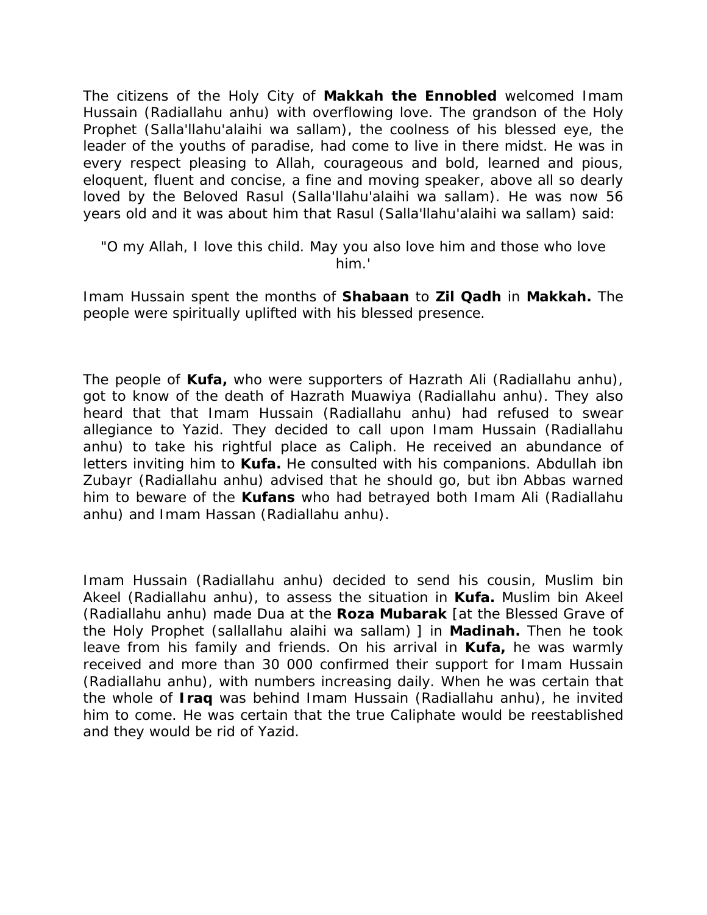The citizens of the Holy City of **Makkah the Ennobled** welcomed Imam Hussain (Radiallahu anhu) with overflowing love. The grandson of the Holy Prophet (Salla'llahu'alaihi wa sallam), the coolness of his blessed eye, the leader of the youths of paradise, had come to live in there midst. He was in every respect pleasing to Allah, courageous and bold, learned and pious, eloquent, fluent and concise, a fine and moving speaker, above all so dearly loved by the Beloved Rasul (Salla'llahu'alaihi wa sallam). He was now 56 years old and it was about him that Rasul (Salla'llahu'alaihi wa sallam) said:

"O my Allah, I love this child. May you also love him and those who love him.'

Imam Hussain spent the months of **Shabaan** to **Zil Qadh** in **Makkah.** The people were spiritually uplifted with his blessed presence.

The people of **Kufa,** who were supporters of Hazrath Ali (Radiallahu anhu), got to know of the death of Hazrath Muawiya (Radiallahu anhu). They also heard that that Imam Hussain (Radiallahu anhu) had refused to swear allegiance to Yazid. They decided to call upon Imam Hussain (Radiallahu anhu) to take his rightful place as Caliph. He received an abundance of letters inviting him to **Kufa.** He consulted with his companions. Abdullah ibn Zubayr (Radiallahu anhu) advised that he should go, but ibn Abbas warned him to beware of the **Kufans** who had betrayed both Imam Ali (Radiallahu anhu) and Imam Hassan (Radiallahu anhu).

Imam Hussain (Radiallahu anhu) decided to send his cousin, Muslim bin Akeel (Radiallahu anhu), to assess the situation in **Kufa.** Muslim bin Akeel (Radiallahu anhu) made Dua at the **Roza Mubarak** [at the Blessed Grave of the Holy Prophet (sallallahu alaihi wa sallam) ] in **Madinah.** Then he took leave from his family and friends. On his arrival in **Kufa,** he was warmly received and more than 30 000 confirmed their support for Imam Hussain (Radiallahu anhu), with numbers increasing daily. When he was certain that the whole of **Iraq** was behind Imam Hussain (Radiallahu anhu), he invited him to come. He was certain that the true Caliphate would be reestablished and they would be rid of Yazid.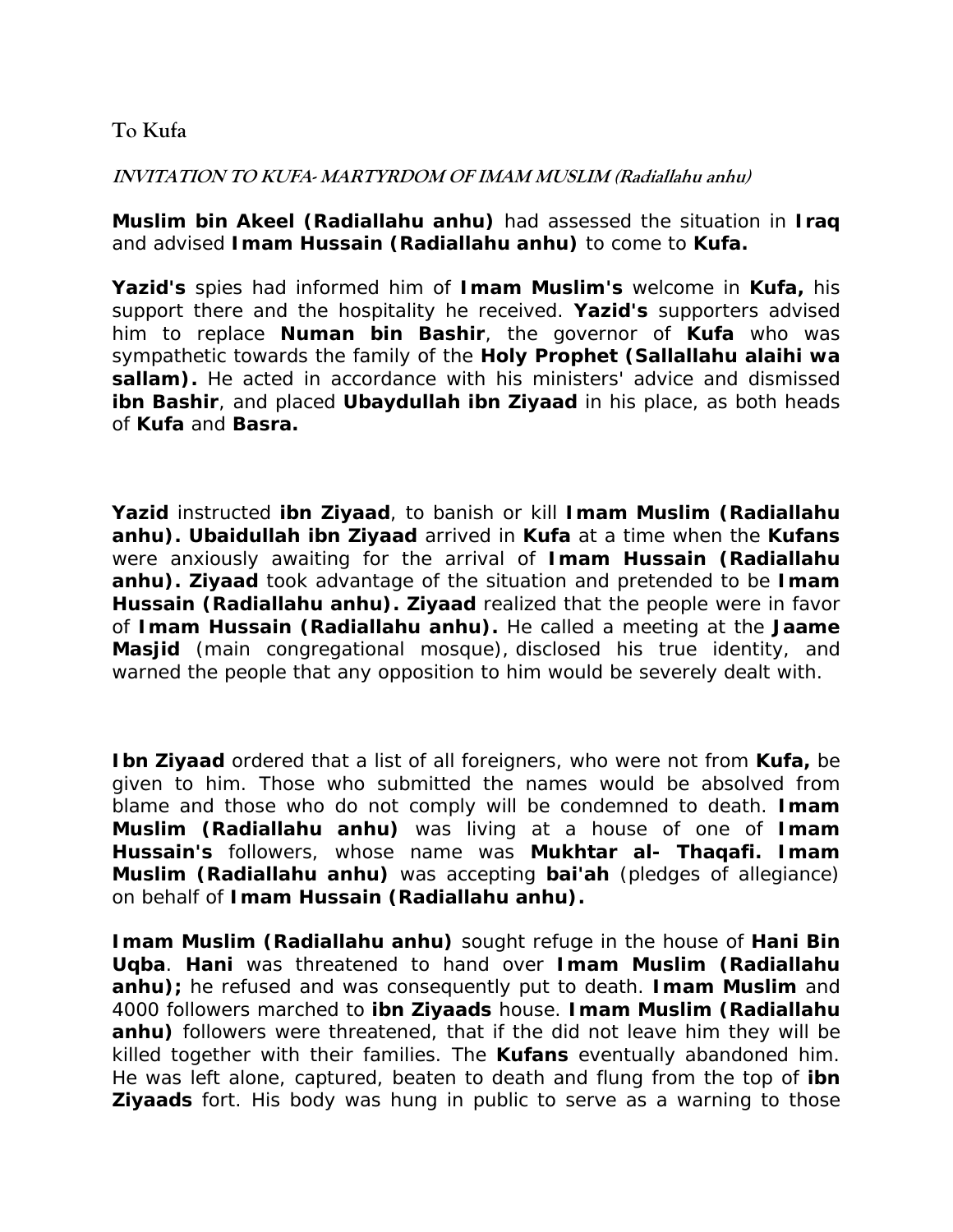## To Kufa

***INVITATION TO KUFA- MARTYRDOM OF IMAM MUSLIM (Radiallahu anhu)***

**Muslim bin Akeel (Radiallahu anhu)** had assessed the situation in **Iraq** and advised **Imam Hussain (Radiallahu anhu)** to come to **Kufa.**

**Yazid's** spies had informed him of **Imam Muslim's** welcome in **Kufa,** his support there and the hospitality he received. **Yazid's** supporters advised him to replace **Numan bin Bashir**, the governor of **Kufa** who was sympathetic towards the family of the **Holy Prophet (Sallallahu alaihi wa sallam).** He acted in accordance with his ministers' advice and dismissed **ibn Bashir**, and placed **Ubaydullah ibn Ziyaad** in his place, as both heads of **Kufa** and **Basra.**

**Yazid** instructed **ibn Ziyaad**, to banish or kill **Imam Muslim (Radiallahu anhu). Ubaidullah ibn Ziyaad** arrived in **Kufa** at a time when the **Kufans** were anxiously awaiting for the arrival of **Imam Hussain (Radiallahu anhu). Ziyaad** took advantage of the situation and pretended to be **Imam Hussain (Radiallahu anhu). Ziyaad** realized that the people were in favor of **Imam Hussain (Radiallahu anhu).** He called a meeting at the **Jaame Masjid** (main congregational mosque), disclosed his true identity, and warned the people that any opposition to him would be severely dealt with.

**Ibn Ziyaad** ordered that a list of all foreigners, who were not from **Kufa,** be given to him. Those who submitted the names would be absolved from blame and those who do not comply will be condemned to death. **Imam Muslim (Radiallahu anhu)** was living at a house of one of **Imam Hussain's** followers, whose name was **Mukhtar al- Thaqafi. Imam Muslim (Radiallahu anhu)** was accepting **bai'ah** (pledges of allegiance) on behalf of **Imam Hussain (Radiallahu anhu).**

**Imam Muslim (Radiallahu anhu)** sought refuge in the house of **Hani Bin Uqba**. **Hani** was threatened to hand over **Imam Muslim (Radiallahu anhu);** he refused and was consequently put to death. **Imam Muslim** and 4000 followers marched to **ibn Ziyaads** house. **Imam Muslim (Radiallahu anhu)** followers were threatened, that if the did not leave him they will be killed together with their families. The **Kufans** eventually abandoned him. He was left alone, captured, beaten to death and flung from the top of **ibn Ziyaads** fort. His body was hung in public to serve as a warning to those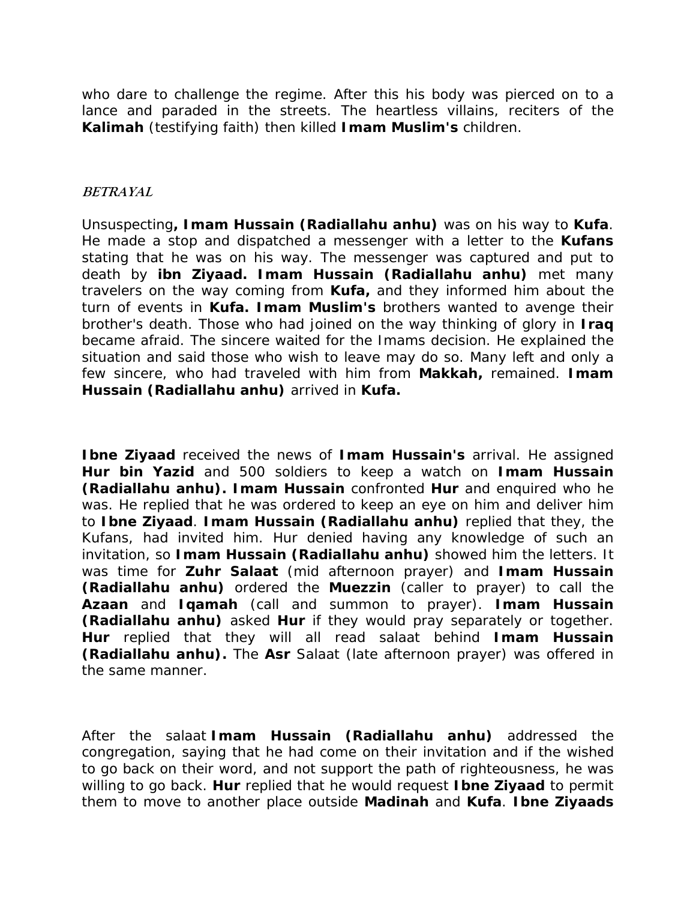who dare to challenge the regime. After this his body was pierced on to a lance and paraded in the streets. The heartless villains, reciters of the **Kalimah** (testifying faith) then killed **Imam Muslim's** children.

### *BETRAYAL*

Unsuspecting**, Imam Hussain (Radiallahu anhu)** was on his way to **Kufa**. He made a stop and dispatched a messenger with a letter to the **Kufans** stating that he was on his way. The messenger was captured and put to death by **ibn Ziyaad. Imam Hussain (Radiallahu anhu)** met many travelers on the way coming from **Kufa,** and they informed him about the turn of events in **Kufa. Imam Muslim's** brothers wanted to avenge their brother's death. Those who had joined on the way thinking of glory in **Iraq** became afraid. The sincere waited for the Imams decision. He explained the situation and said those who wish to leave may do so. Many left and only a few sincere, who had traveled with him from **Makkah,** remained. **Imam Hussain (Radiallahu anhu)** arrived in **Kufa.**

**Ibne Ziyaad** received the news of **Imam Hussain's** arrival. He assigned **Hur bin Yazid** and 500 soldiers to keep a watch on **Imam Hussain (Radiallahu anhu). Imam Hussain** confronted **Hur** and enquired who he was. He replied that he was ordered to keep an eye on him and deliver him to **Ibne Ziyaad**. **Imam Hussain (Radiallahu anhu)** replied that they, the Kufans, had invited him. Hur denied having any knowledge of such an invitation, so **Imam Hussain (Radiallahu anhu)** showed him the letters. It was time for **Zuhr Salaat** (mid afternoon prayer) and **Imam Hussain (Radiallahu anhu)** ordered the **Muezzin** (caller to prayer) to call the **Azaan** and **Iqamah** (call and summon to prayer). **Imam Hussain (Radiallahu anhu)** asked **Hur** if they would pray separately or together. **Hur** replied that they will all read salaat behind **Imam Hussain (Radiallahu anhu).** The **Asr** Salaat (late afternoon prayer) was offered in the same manner.

After the salaat **Imam Hussain (Radiallahu anhu)** addressed the congregation, saying that he had come on their invitation and if the wished to go back on their word, and not support the path of righteousness, he was willing to go back. **Hur** replied that he would request **Ibne Ziyaad** to permit them to move to another place outside **Madinah** and **Kufa**. **Ibne Ziyaads**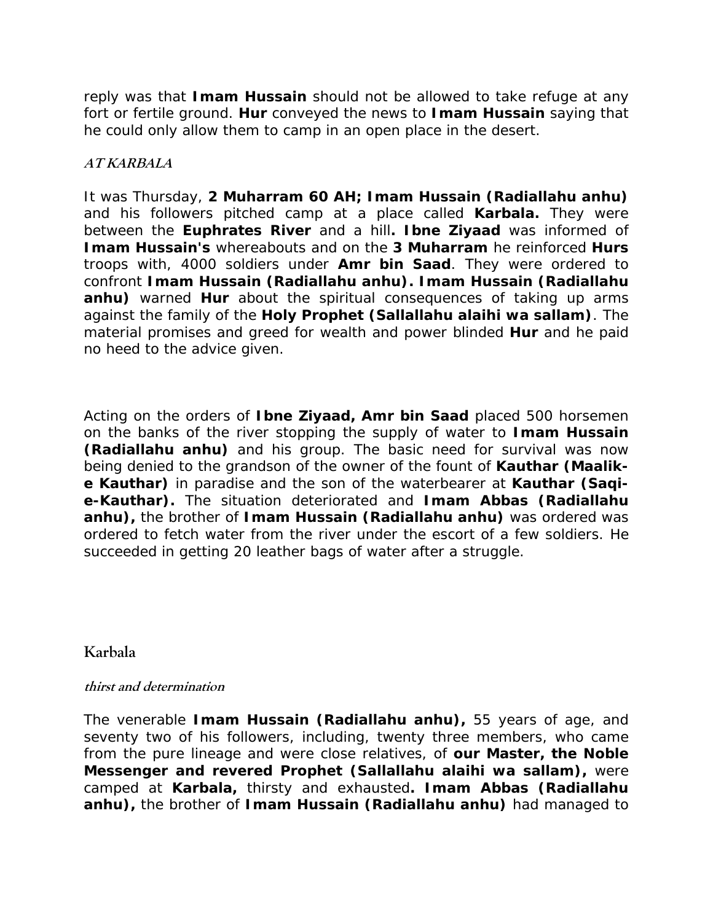reply was that **Imam Hussain** should not be allowed to take refuge at any fort or fertile ground. **Hur** conveyed the news to **Imam Hussain** saying that he could only allow them to camp in an open place in the desert.

### *AT KARBALA*

It was Thursday, **2 Muharram 60 AH; Imam Hussain (Radiallahu anhu)** and his followers pitched camp at a place called **Karbala.** They were between the **Euphrates River** and a hill**. Ibne Ziyaad** was informed of **Imam Hussain's** whereabouts and on the **3 Muharram** he reinforced **Hurs** troops with, 4000 soldiers under **Amr bin Saad**. They were ordered to confront **Imam Hussain (Radiallahu anhu). Imam Hussain (Radiallahu anhu)** warned **Hur** about the spiritual consequences of taking up arms against the family of the **Holy Prophet (Sallallahu alaihi wa sallam)**. The material promises and greed for wealth and power blinded **Hur** and he paid no heed to the advice given.

Acting on the orders of **Ibne Ziyaad, Amr bin Saad** placed 500 horsemen on the banks of the river stopping the supply of water to **Imam Hussain (Radiallahu anhu)** and his group. The basic need for survival was now being denied to the grandson of the owner of the fount of **Kauthar (Maalik-e Kauthar)** in paradise and the son of the waterbearer at **Kauthar (Saqi-e-Kauthar).** The situation deteriorated and **Imam Abbas (Radiallahu anhu),** the brother of **Imam Hussain (Radiallahu anhu)** was ordered was ordered to fetch water from the river under the escort of a few soldiers. He succeeded in getting 20 leather bags of water after a struggle.

## Karbala

### *thirst and determination*

The venerable **Imam Hussain (Radiallahu anhu),** 55 years of age, and seventy two of his followers, including, twenty three members, who came from the pure lineage and were close relatives, of **our Master, the Noble Messenger and revered Prophet (Sallallahu alaihi wa sallam),** were camped at **Karbala,** thirsty and exhausted**. Imam Abbas (Radiallahu anhu),** the brother of **Imam Hussain (Radiallahu anhu)** had managed to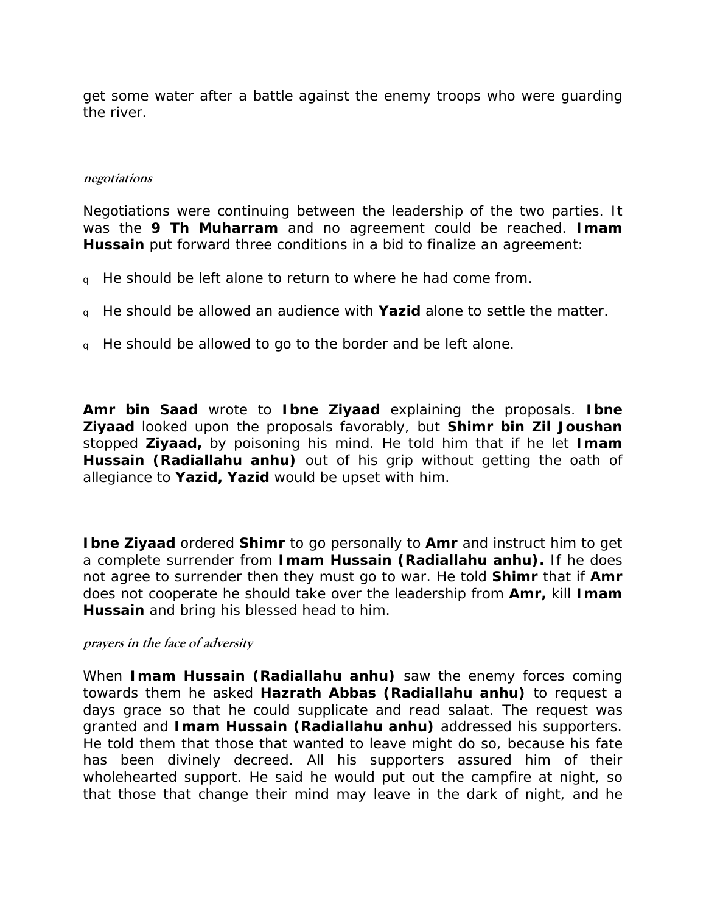get some water after a battle against the enemy troops who were guarding the river.

### *negotiations*

Negotiations were continuing between the leadership of the two parties. It was the **9 Th Muharram** and no agreement could be reached. **Imam Hussain** put forward three conditions in a bid to finalize an agreement:

- He should be left alone to return to where he had come from.
- He should be allowed an audience with **Yazid** alone to settle the matter.
- He should be allowed to go to the border and be left alone.

**Amr bin Saad** wrote to **Ibne Ziyaad** explaining the proposals. **Ibne Ziyaad** looked upon the proposals favorably, but **Shimr bin Zil Joushan** stopped **Ziyaad,** by poisoning his mind. He told him that if he let **Imam Hussain (Radiallahu anhu)** out of his grip without getting the oath of allegiance to **Yazid, Yazid** would be upset with him.

**Ibne Ziyaad** ordered **Shimr** to go personally to **Amr** and instruct him to get a complete surrender from **Imam Hussain (Radiallahu anhu).** If he does not agree to surrender then they must go to war. He told **Shimr** that if **Amr** does not cooperate he should take over the leadership from **Amr,** kill **Imam Hussain** and bring his blessed head to him.

### *prayers in the face of adversity*

When **Imam Hussain (Radiallahu anhu)** saw the enemy forces coming towards them he asked **Hazrath Abbas (Radiallahu anhu)** to request a days grace so that he could supplicate and read salaat. The request was granted and **Imam Hussain (Radiallahu anhu)** addressed his supporters. He told them that those that wanted to leave might do so, because his fate has been divinely decreed. All his supporters assured him of their wholehearted support. He said he would put out the campfire at night, so that those that change their mind may leave in the dark of night, and he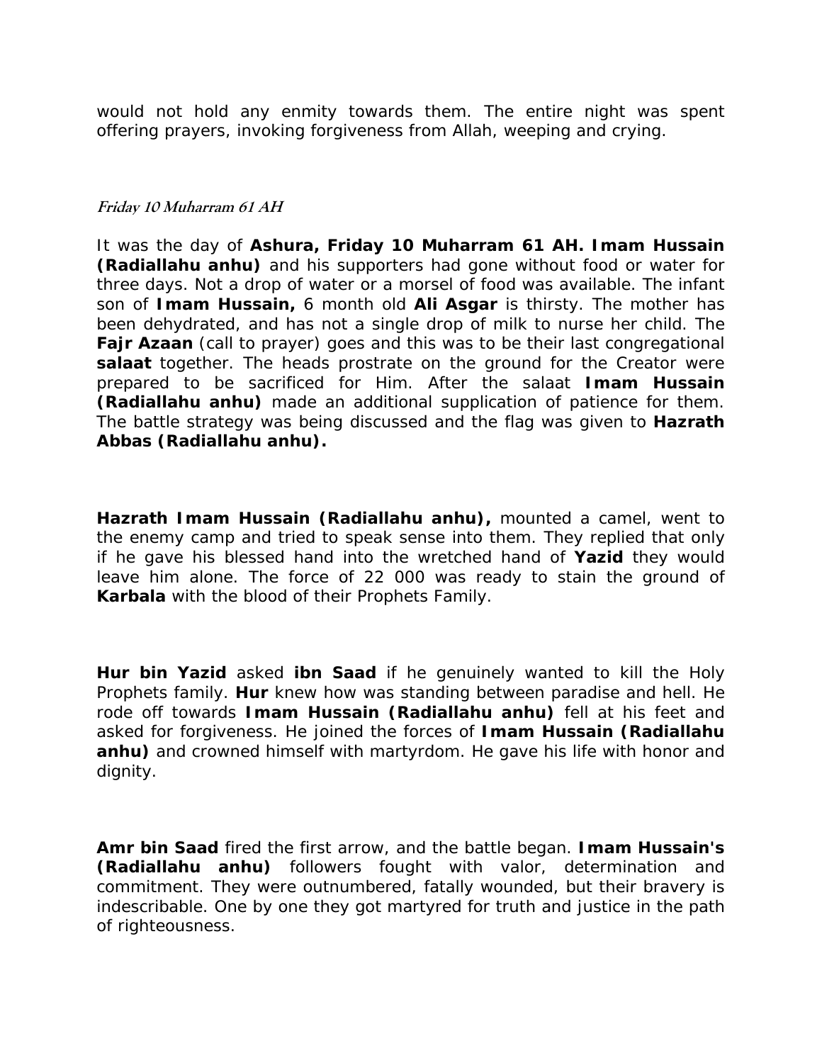would not hold any enmity towards them. The entire night was spent offering prayers, invoking forgiveness from Allah, weeping and crying.

***Friday 10 Muharram 61 AH***

It was the day of **Ashura, Friday 10 Muharram 61 AH. Imam Hussain (Radiallahu anhu)** and his supporters had gone without food or water for three days. Not a drop of water or a morsel of food was available. The infant son of **Imam Hussain,** 6 month old **Ali Asgar** is thirsty. The mother has been dehydrated, and has not a single drop of milk to nurse her child. The **Fajr Azaan** (call to prayer) goes and this was to be their last congregational **salaat** together. The heads prostrate on the ground for the Creator were prepared to be sacrificed for Him. After the salaat **Imam Hussain (Radiallahu anhu)** made an additional supplication of patience for them. The battle strategy was being discussed and the flag was given to **Hazrath Abbas (Radiallahu anhu).**

**Hazrath Imam Hussain (Radiallahu anhu),** mounted a camel, went to the enemy camp and tried to speak sense into them. They replied that only if he gave his blessed hand into the wretched hand of **Yazid** they would leave him alone. The force of 22 000 was ready to stain the ground of **Karbala** with the blood of their Prophets Family.

**Hur bin Yazid** asked **ibn Saad** if he genuinely wanted to kill the Holy Prophets family. **Hur** knew how was standing between paradise and hell. He rode off towards **Imam Hussain (Radiallahu anhu)** fell at his feet and asked for forgiveness. He joined the forces of **Imam Hussain (Radiallahu anhu)** and crowned himself with martyrdom. He gave his life with honor and dignity.

**Amr bin Saad** fired the first arrow, and the battle began. **Imam Hussain's (Radiallahu anhu)** followers fought with valor, determination and commitment. They were outnumbered, fatally wounded, but their bravery is indescribable. One by one they got martyred for truth and justice in the path of righteousness.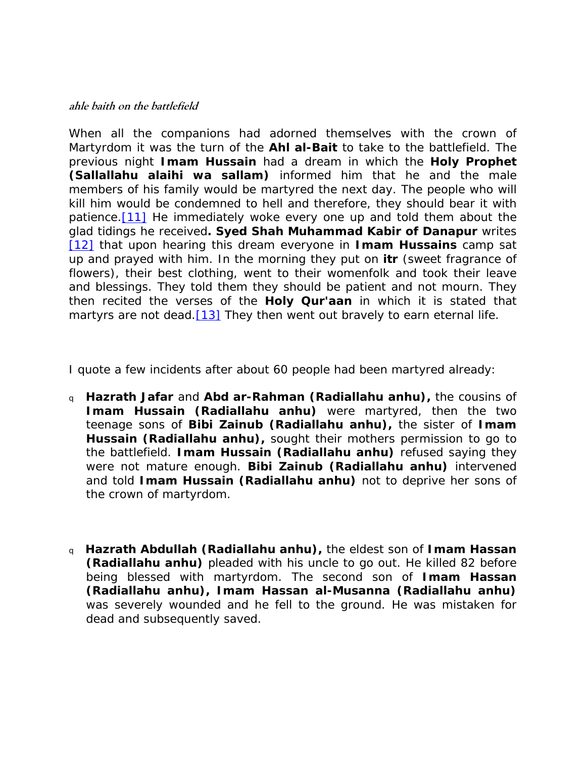### *ahle baith on the battlefield*

When all the companions had adorned themselves with the crown of Martyrdom it was the turn of the **Ahl al-Bait** to take to the battlefield. The previous night **Imam Hussain** had a dream in which the **Holy Prophet (Sallallahu alaihi wa sallam)** informed him that he and the male members of his family would be martyred the next day. The people who will kill him would be condemned to hell and therefore, they should bear it with patience.[11] He immediately woke every one up and told them about the glad tidings he received**. Syed Shah Muhammad Kabir of Danapur** writes [12] that upon hearing this dream everyone in **Imam Hussains** camp sat up and prayed with him. In the morning they put on **itr** (sweet fragrance of flowers), their best clothing, went to their womenfolk and took their leave and blessings. They told them they should be patient and not mourn. They then recited the verses of the **Holy Qur'aan** in which it is stated that martyrs are not dead.[13] They then went out bravely to earn eternal life.

I quote a few incidents after about 60 people had been martyred already:

- **Hazrath Jafar** and **Abd ar-Rahman (Radiallahu anhu),** the cousins of **Imam Hussain (Radiallahu anhu)** were martyred, then the two teenage sons of **Bibi Zainub (Radiallahu anhu),** the sister of **Imam Hussain (Radiallahu anhu),** sought their mothers permission to go to the battlefield. **Imam Hussain (Radiallahu anhu)** refused saying they were not mature enough. **Bibi Zainub (Radiallahu anhu)** intervened and told **Imam Hussain (Radiallahu anhu)** not to deprive her sons of the crown of martyrdom.

- **Hazrath Abdullah (Radiallahu anhu),** the eldest son of **Imam Hassan (Radiallahu anhu)** pleaded with his uncle to go out. He killed 82 before being blessed with martyrdom. The second son of **Imam Hassan (Radiallahu anhu), Imam Hassan al-Musanna (Radiallahu anhu)** was severely wounded and he fell to the ground. He was mistaken for dead and subsequently saved.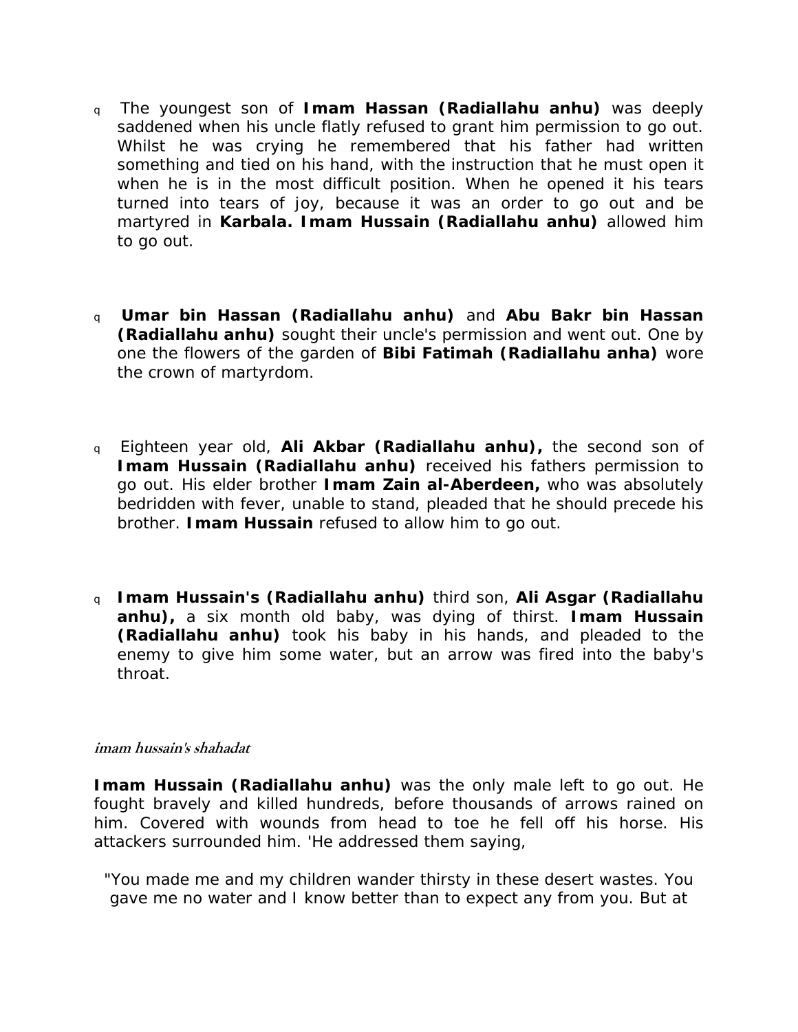- The youngest son of **Imam Hassan (Radiallahu anhu)** was deeply saddened when his uncle flatly refused to grant him permission to go out. Whilst he was crying he remembered that his father had written something and tied on his hand, with the instruction that he must open it when he is in the most difficult position. When he opened it his tears turned into tears of joy, because it was an order to go out and be martyred in **Karbala. Imam Hussain (Radiallahu anhu)** allowed him to go out.

- **Umar bin Hassan (Radiallahu anhu)** and **Abu Bakr bin Hassan (Radiallahu anhu)** sought their uncle's permission and went out. One by one the flowers of the garden of **Bibi Fatimah (Radiallahu anha)** wore the crown of martyrdom.

- Eighteen year old, **Ali Akbar (Radiallahu anhu),** the second son of **Imam Hussain (Radiallahu anhu)** received his fathers permission to go out. His elder brother **Imam Zain al-Aberdeen,** who was absolutely bedridden with fever, unable to stand, pleaded that he should precede his brother. **Imam Hussain** refused to allow him to go out.

- **Imam Hussain's (Radiallahu anhu)** third son, **Ali Asgar (Radiallahu anhu),** a six month old baby, was dying of thirst. **Imam Hussain (Radiallahu anhu)** took his baby in his hands, and pleaded to the enemy to give him some water, but an arrow was fired into the baby's throat.

***imam hussain's shahadat***

**Imam Hussain (Radiallahu anhu)** was the only male left to go out. He fought bravely and killed hundreds, before thousands of arrows rained on him. Covered with wounds from head to toe he fell off his horse. His attackers surrounded him. 'He addressed them saying,

"You made me and my children wander thirsty in these desert wastes. You gave me no water and I know better than to expect any from you. But at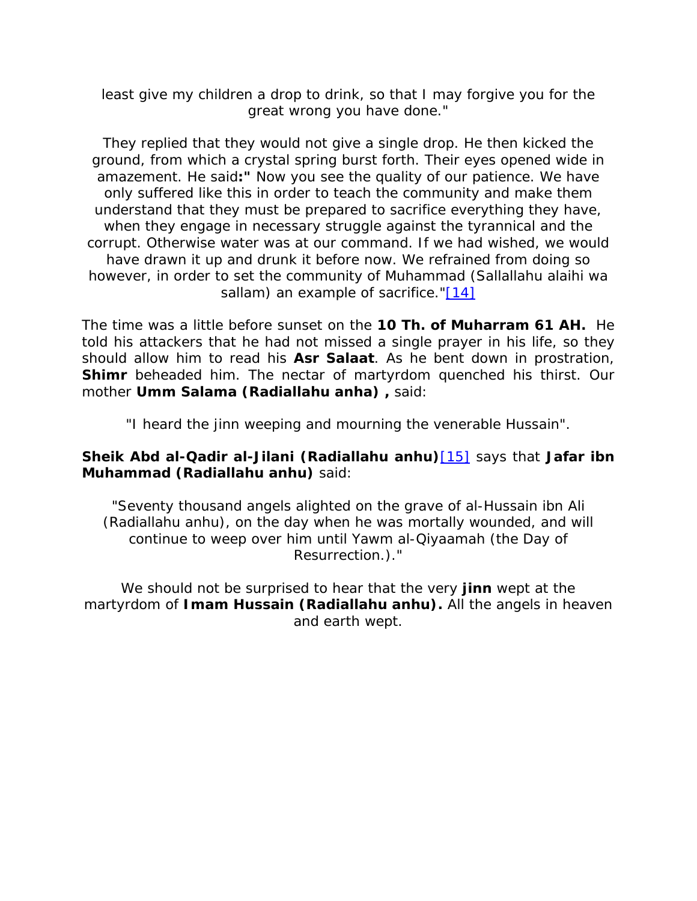least give my children a drop to drink, so that I may forgive you for the great wrong you have done."

They replied that they would not give a single drop. He then kicked the ground, from which a crystal spring burst forth. Their eyes opened wide in amazement. He said**:"** Now you see the quality of our patience. We have only suffered like this in order to teach the community and make them understand that they must be prepared to sacrifice everything they have, when they engage in necessary struggle against the tyrannical and the corrupt. Otherwise water was at our command. If we had wished, we would have drawn it up and drunk it before now. We refrained from doing so however, in order to set the community of Muhammad (Sallallahu alaihi wa sallam) an example of sacrifice."[14]

The time was a little before sunset on the **10 Th. of Muharram 61 AH.** He told his attackers that he had not missed a single prayer in his life, so they should allow him to read his **Asr Salaat**. As he bent down in prostration, **Shimr** beheaded him. The nectar of martyrdom quenched his thirst. Our mother **Umm Salama (Radiallahu anha) ,** said:

"I heard the jinn weeping and mourning the venerable Hussain".

**Sheik Abd al-Qadir al-Jilani (Radiallahu anhu)**[15] says that **Jafar ibn Muhammad (Radiallahu anhu)** said:

"Seventy thousand angels alighted on the grave of al-Hussain ibn Ali (Radiallahu anhu), on the day when he was mortally wounded, and will continue to weep over him until Yawm al-Qiyaamah (the Day of Resurrection.)."

We should not be surprised to hear that the very **jinn** wept at the martyrdom of **Imam Hussain (Radiallahu anhu).** All the angels in heaven and earth wept.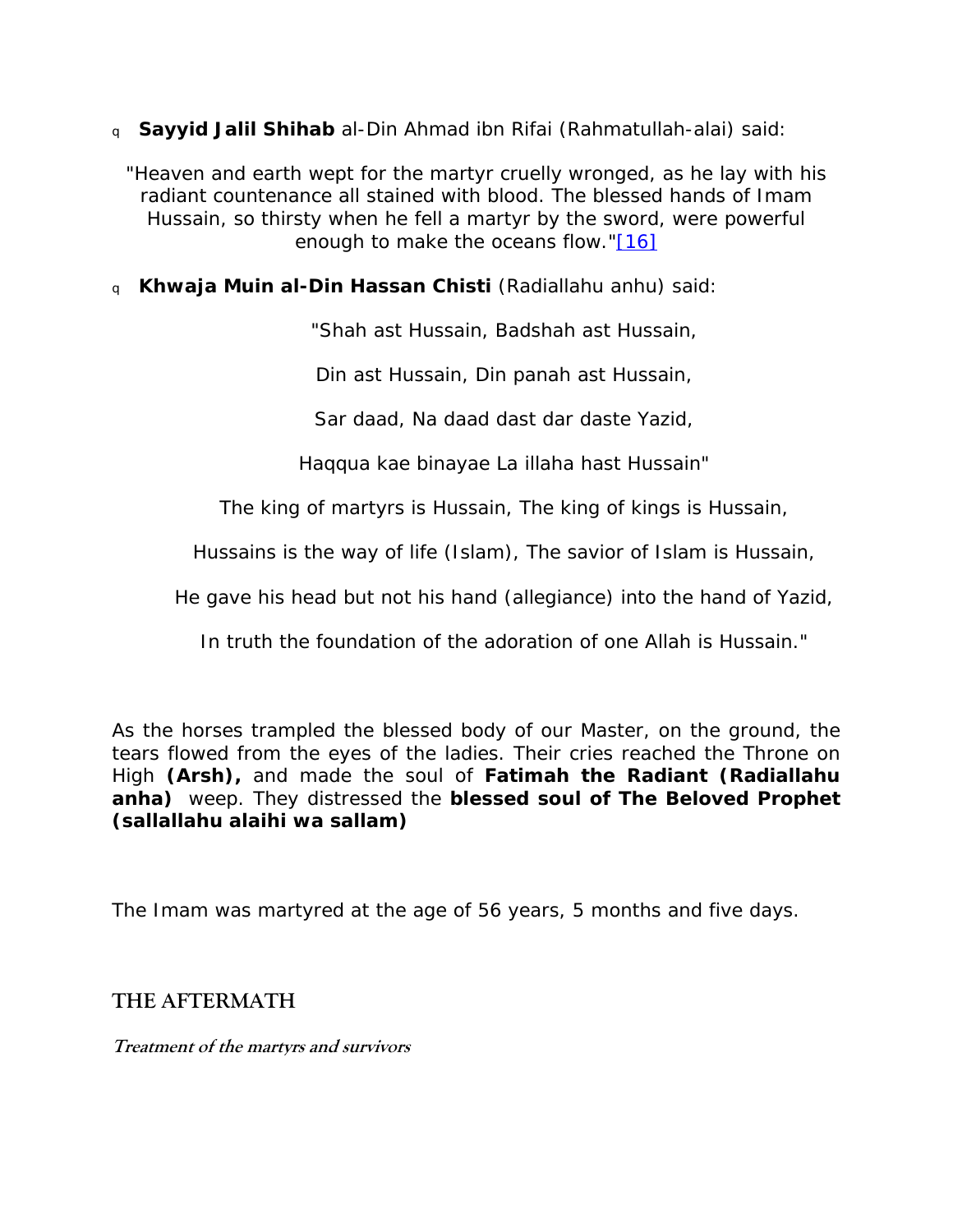- **Sayyid Jalil Shihab** al-Din Ahmad ibn Rifai (Rahmatullah-alai) said:

"Heaven and earth wept for the martyr cruelly wronged, as he lay with his radiant countenance all stained with blood. The blessed hands of Imam Hussain, so thirsty when he fell a martyr by the sword, were powerful enough to make the oceans flow."[16]

- **Khwaja Muin al-Din Hassan Chisti** (Radiallahu anhu) said:

"Shah ast Hussain, Badshah ast Hussain,

Din ast Hussain, Din panah ast Hussain,

Sar daad, Na daad dast dar daste Yazid,

Haqqua kae binayae La illaha hast Hussain"

The king of martyrs is Hussain, The king of kings is Hussain,

Hussains is the way of life (Islam), The savior of Islam is Hussain,

He gave his head but not his hand (allegiance) into the hand of Yazid,

In truth the foundation of the adoration of one Allah is Hussain."

As the horses trampled the blessed body of our Master, on the ground, the tears flowed from the eyes of the ladies. Their cries reached the Throne on High **(Arsh),** and made the soul of **Fatimah the Radiant (Radiallahu anha)** weep. They distressed the **blessed soul of The Beloved Prophet (sallallahu alaihi wa sallam)**

The Imam was martyred at the age of 56 years, 5 months and five days.

## THE AFTERMATH

***Treatment of the martyrs and survivors***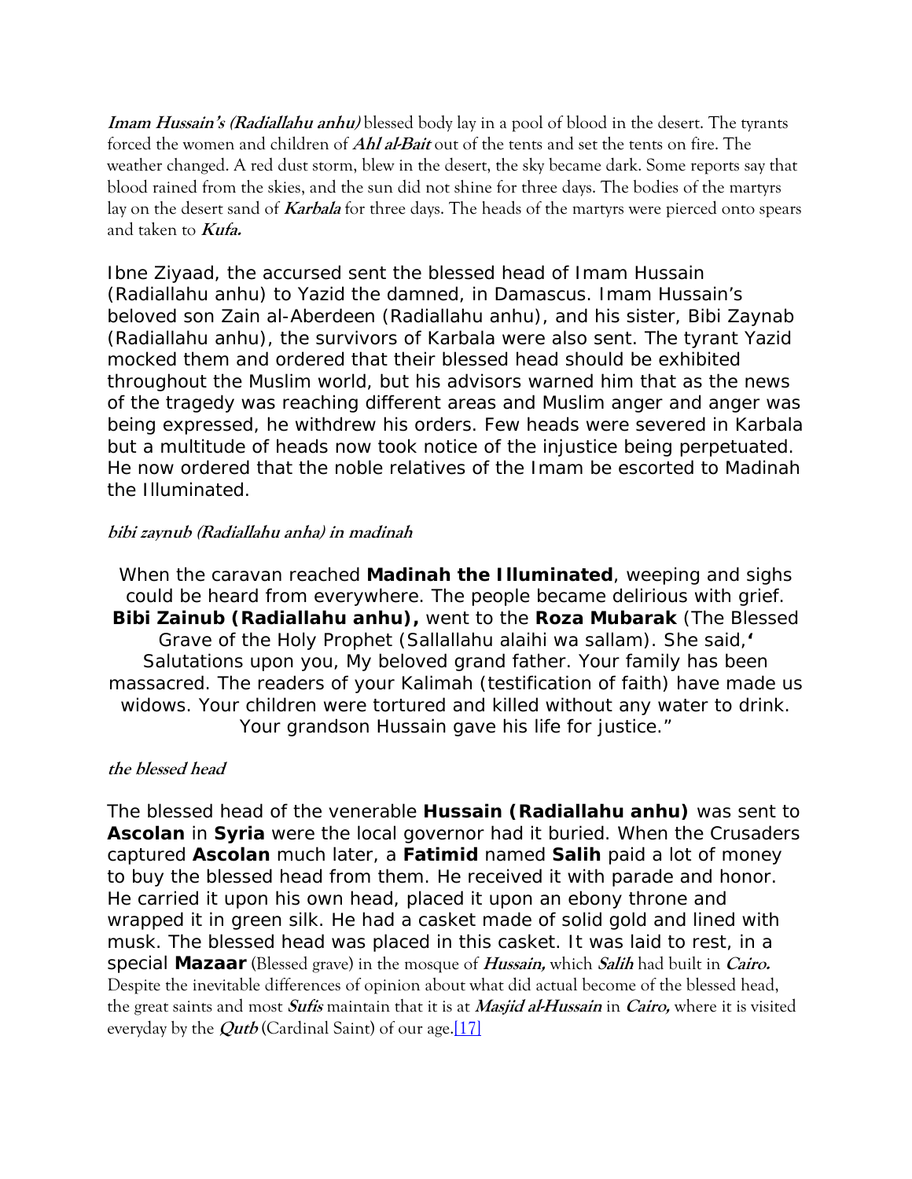***Imam Hussain's (Radiallahu anhu)*** blessed body lay in a pool of blood in the desert. The tyrants forced the women and children of ***Ahl al-Bait*** out of the tents and set the tents on fire. The weather changed. A red dust storm, blew in the desert, the sky became dark. Some reports say that blood rained from the skies, and the sun did not shine for three days. The bodies of the martyrs lay on the desert sand of ***Karbala*** for three days. The heads of the martyrs were pierced onto spears and taken to ***Kufa.***

Ibne Ziyaad, the accursed sent the blessed head of Imam Hussain (Radiallahu anhu) to Yazid the damned, in Damascus. Imam Hussain's beloved son Zain al-Aberdeen (Radiallahu anhu), and his sister, Bibi Zaynab (Radiallahu anhu), the survivors of Karbala were also sent. The tyrant Yazid mocked them and ordered that their blessed head should be exhibited throughout the Muslim world, but his advisors warned him that as the news of the tragedy was reaching different areas and Muslim anger and anger was being expressed, he withdrew his orders. Few heads were severed in Karbala but a multitude of heads now took notice of the injustice being perpetuated. He now ordered that the noble relatives of the Imam be escorted to Madinah the Illuminated.

### *bibi zaynub (Radiallahu anha) in madinah*

When the caravan reached **Madinah the Illuminated**, weeping and sighs could be heard from everywhere. The people became delirious with grief. **Bibi Zainub (Radiallahu anhu),** went to the **Roza Mubarak** (The Blessed Grave of the Holy Prophet (Sallallahu alaihi wa sallam). She said,**'** Salutations upon you, My beloved grand father. Your family has been massacred. The readers of your Kalimah (testification of faith) have made us widows. Your children were tortured and killed without any water to drink. Your grandson Hussain gave his life for justice."

### *the blessed head*

The blessed head of the venerable **Hussain (Radiallahu anhu)** was sent to **Ascolan** in **Syria** were the local governor had it buried. When the Crusaders captured **Ascolan** much later, a **Fatimid** named **Salih** paid a lot of money to buy the blessed head from them. He received it with parade and honor. He carried it upon his own head, placed it upon an ebony throne and wrapped it in green silk. He had a casket made of solid gold and lined with musk. The blessed head was placed in this casket. It was laid to rest, in a special **Mazaar** (Blessed grave) in the mosque of ***Hussain,*** which ***Salih*** had built in ***Cairo.*** Despite the inevitable differences of opinion about what did actual become of the blessed head, the great saints and most ***Sufis*** maintain that it is at ***Masjid al-Hussain*** in ***Cairo,*** where it is visited everyday by the ***Qutb*** (Cardinal Saint) of our age.[17]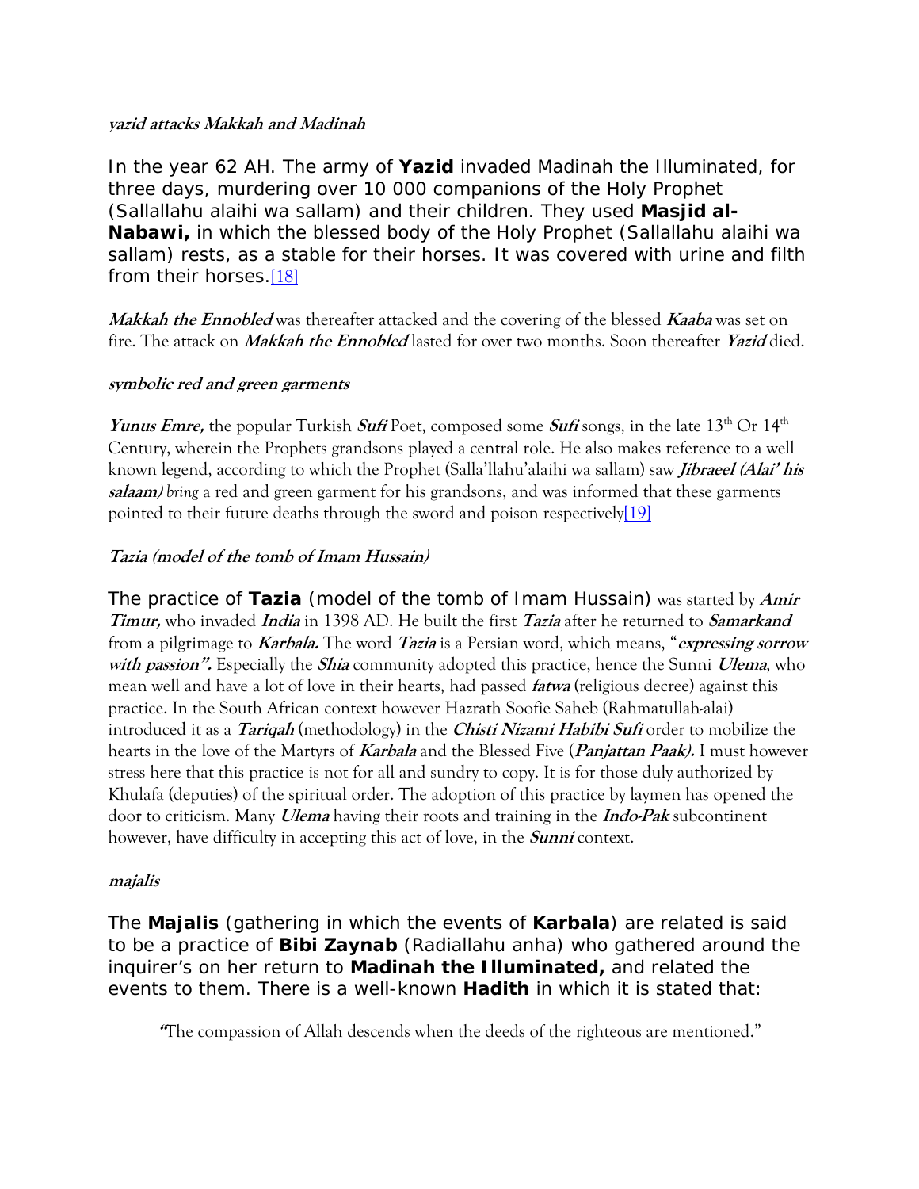***yazid attacks Makkah and Madinah***

In the year 62 AH. The army of **Yazid** invaded Madinah the Illuminated, for three days, murdering over 10 000 companions of the Holy Prophet (Sallallahu alaihi wa sallam) and their children. They used **Masjid al-Nabawi,** in which the blessed body of the Holy Prophet (Sallallahu alaihi wa sallam) rests, as a stable for their horses. It was covered with urine and filth from their horses.[18]

***Makkah the Ennobled*** was thereafter attacked and the covering of the blessed ***Kaaba*** was set on fire. The attack on ***Makkah the Ennobled*** lasted for over two months. Soon thereafter ***Yazid*** died.

***symbolic red and green garments***

***Yunus Emre,*** the popular Turkish ***Sufi*** Poet, composed some ***Sufi*** songs, in the late 13th Or 14th Century, wherein the Prophets grandsons played a central role. He also makes reference to a well known legend, according to which the Prophet (Salla'llahu'alaihi wa sallam) saw ***Jibraeel (Alai' his salaam)*** *bring* a red and green garment for his grandsons, and was informed that these garments pointed to their future deaths through the sword and poison respectively[19]

***Tazia (model of the tomb of Imam Hussain)***

The practice of **Tazia** (model of the tomb of Imam Hussain) was started by ***Amir Timur,*** who invaded ***India*** in 1398 AD. He built the first ***Tazia*** after he returned to ***Samarkand*** from a pilgrimage to ***Karbala.*** The word ***Tazia*** is a Persian word, which means, "***expressing sorrow with passion".*** Especially the ***Shia*** community adopted this practice, hence the Sunni ***Ulema***, who mean well and have a lot of love in their hearts, had passed ***fatwa*** (religious decree) against this practice. In the South African context however Hazrath Soofie Saheb (Rahmatullah-alai) introduced it as a ***Tariqah*** (methodology) in the ***Chisti Nizami Habibi Sufi*** order to mobilize the hearts in the love of the Martyrs of ***Karbala*** and the Blessed Five (***Panjattan Paak).*** I must however stress here that this practice is not for all and sundry to copy. It is for those duly authorized by Khulafa (deputies) of the spiritual order. The adoption of this practice by laymen has opened the door to criticism. Many ***Ulema*** having their roots and training in the ***Indo-Pak*** subcontinent however, have difficulty in accepting this act of love, in the ***Sunni*** context.

***majalis***

The **Majalis** (gathering in which the events of **Karbala**) are related is said to be a practice of **Bibi Zaynab** (Radiallahu anha) who gathered around the inquirer's on her return to **Madinah the Illuminated,** and related the events to them. There is a well-known **Hadith** in which it is stated that:

> "The compassion of Allah descends when the deeds of the righteous are mentioned."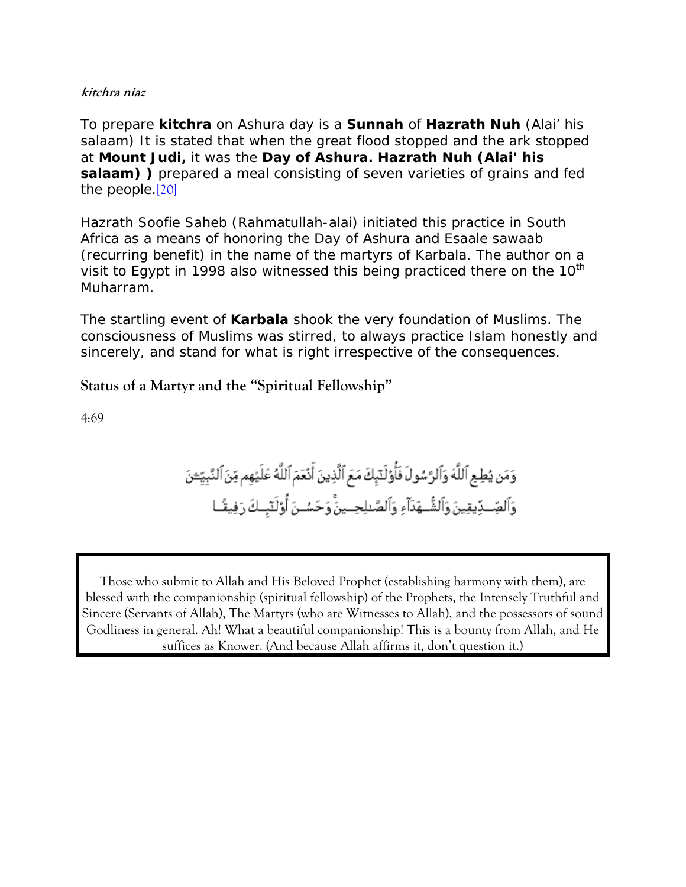***kitchra niaz***

To prepare **kitchra** on Ashura day is a **Sunnah** of **Hazrath Nuh** (Alai' his salaam) It is stated that when the great flood stopped and the ark stopped at **Mount Judi,** it was the **Day of Ashura. Hazrath Nuh (Alai' his salaam) )** prepared a meal consisting of seven varieties of grains and fed the people.[20]

Hazrath Soofie Saheb (Rahmatullah-alai) initiated this practice in South Africa as a means of honoring the Day of Ashura and Esaale sawaab (recurring benefit) in the name of the martyrs of Karbala. The author on a visit to Egypt in 1998 also witnessed this being practiced there on the 10th Muharram.

The startling event of **Karbala** shook the very foundation of Muslims. The consciousness of Muslims was stirred, to always practice Islam honestly and sincerely, and stand for what is right irrespective of the consequences.

## Status of a Martyr and the "Spiritual Fellowship"

4:69

وَمَن يُطِعِ ٱللَّهَ وَٱلرَّسُولَ فَأُوْلَٰٓئِكَ مَعَ ٱلَّذِينَ أَنْعَمَ ٱللَّهُ عَلَيْهِم مِّنَ ٱلنَّبِيِّـۧنَ وَٱلصِّدِّيقِينَ وَٱلشُّهَدَآءِ وَٱلصَّٰلِحِينَ ۚ وَحَسُنَ أُوْلَٰٓئِكَ رَفِيقًا

> Those who submit to Allah and His Beloved Prophet (establishing harmony with them), are blessed with the companionship (spiritual fellowship) of the Prophets, the Intensely Truthful and Sincere (Servants of Allah), The Martyrs (who are Witnesses to Allah), and the possessors of sound Godliness in general. Ah! What a beautiful companionship! This is a bounty from Allah, and He suffices as Knower. (And because Allah affirms it, don't question it.)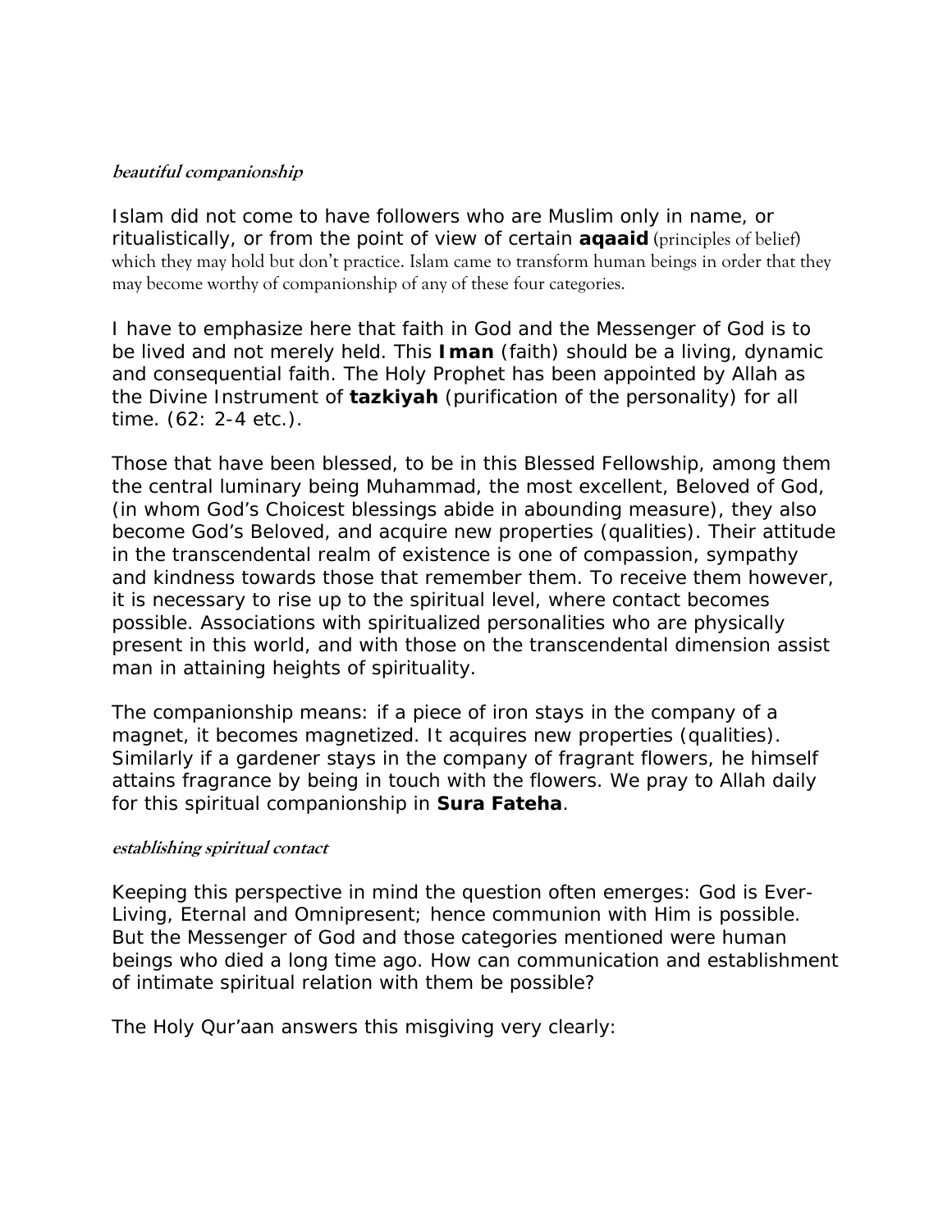***beautiful companionship***

Islam did not come to have followers who are Muslim only in name, or ritualistically, or from the point of view of certain **aqaaid** (principles of belief) which they may hold but don't practice. Islam came to transform human beings in order that they may become worthy of companionship of any of these four categories.

I have to emphasize here that faith in God and the Messenger of God is to be lived and not merely held. This **Iman** (faith) should be a living, dynamic and consequential faith. The Holy Prophet has been appointed by Allah as the Divine Instrument of **tazkiyah** (purification of the personality) for all time. (62: 2-4 etc.).

Those that have been blessed, to be in this Blessed Fellowship, among them the central luminary being Muhammad, the most excellent, Beloved of God, (in whom God's Choicest blessings abide in abounding measure), they also become God's Beloved, and acquire new properties (qualities). Their attitude in the transcendental realm of existence is one of compassion, sympathy and kindness towards those that remember them. To receive them however, it is necessary to rise up to the spiritual level, where contact becomes possible. Associations with spiritualized personalities who are physically present in this world, and with those on the transcendental dimension assist man in attaining heights of spirituality.

The companionship means: if a piece of iron stays in the company of a magnet, it becomes magnetized. It acquires new properties (qualities). Similarly if a gardener stays in the company of fragrant flowers, he himself attains fragrance by being in touch with the flowers. We pray to Allah daily for this spiritual companionship in **Sura Fateha**.

***establishing spiritual contact***

Keeping this perspective in mind the question often emerges: God is Ever-Living, Eternal and Omnipresent; hence communion with Him is possible. But the Messenger of God and those categories mentioned were human beings who died a long time ago. How can communication and establishment of intimate spiritual relation with them be possible?

The Holy Qur'aan answers this misgiving very clearly: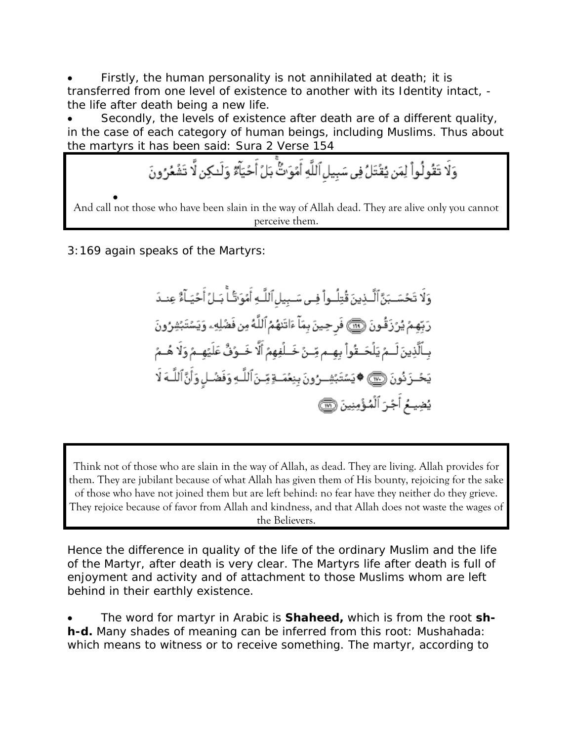- Firstly, the human personality is not annihilated at death; it is transferred from one level of existence to another with its Identity intact, - the life after death being a new life.
- Secondly, the levels of existence after death are of a different quality, in the case of each category of human beings, including Muslims. Thus about the martyrs it has been said: Sura 2 Verse 154

> وَلَا تَقُولُوا۟ لِمَن يُقْتَلُ فِى سَبِيلِ ٱللَّهِ أَمْوَٰتٌۢ ۚ بَلْ أَحْيَآءٌ وَلَـٰكِن لَّا تَشْعُرُونَ
>
> And call not those who have been slain in the way of Allah dead. They are alive only you cannot perceive them.

3:169 again speaks of the Martyrs:

> وَلَا تَحْسَبَنَّ ٱلَّذِينَ قُتِلُوا۟ فِى سَبِيلِ ٱللَّهِ أَمْوَٰتًۢا ۚ بَلْ أَحْيَآءٌ عِندَ رَبِّهِمْ يُرْزَقُونَ ﴿١٦٩﴾ فَرِحِينَ بِمَآ ءَاتَىٰهُمُ ٱللَّهُ مِن فَضْلِهِۦ وَيَسْتَبْشِرُونَ بِٱلَّذِينَ لَمْ يَلْحَقُوا۟ بِهِم مِّنْ خَلْفِهِمْ أَلَّا خَوْفٌ عَلَيْهِمْ وَلَا هُمْ يَحْزَنُونَ ﴿١٧٠﴾ ۞ يَسْتَبْشِرُونَ بِنِعْمَةٍ مِّنَ ٱللَّهِ وَفَضْلٍ وَأَنَّ ٱللَّهَ لَا يُضِيعُ أَجْرَ ٱلْمُؤْمِنِينَ ﴿١٧١﴾

> Think not of those who are slain in the way of Allah, as dead. They are living. Allah provides for them. They are jubilant because of what Allah has given them of His bounty, rejoicing for the sake of those who have not joined them but are left behind: no fear have they neither do they grieve. They rejoice because of favor from Allah and kindness, and that Allah does not waste the wages of the Believers.

Hence the difference in quality of the life of the ordinary Muslim and the life of the Martyr, after death is very clear. The Martyrs life after death is full of enjoyment and activity and of attachment to those Muslims whom are left behind in their earthly existence.

- The word for martyr in Arabic is **Shaheed,** which is from the root **sh-h-d.** Many shades of meaning can be inferred from this root: Mushahada: which means to witness or to receive something. The martyr, according to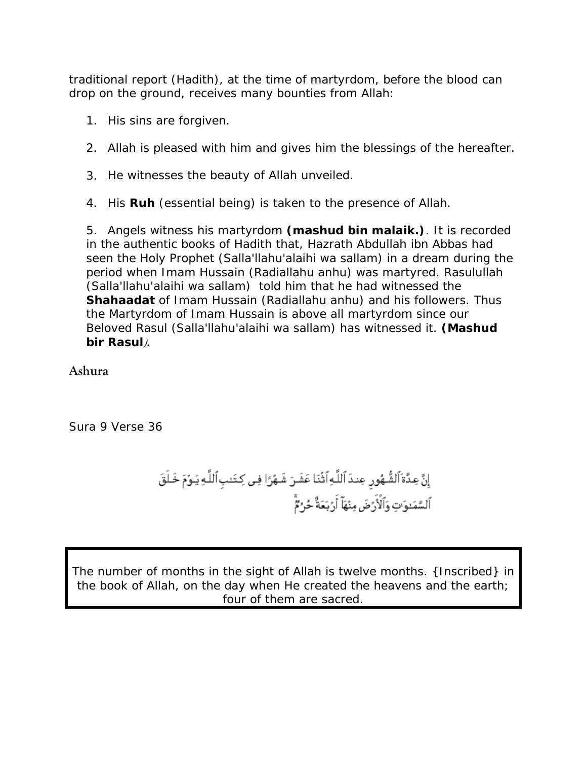traditional report (Hadith), at the time of martyrdom, before the blood can drop on the ground, receives many bounties from Allah:

1. His sins are forgiven.

2. Allah is pleased with him and gives him the blessings of the hereafter.

3. He witnesses the beauty of Allah unveiled.

4. His **Ruh** (essential being) is taken to the presence of Allah.

5. Angels witness his martyrdom **(mashud bin malaik.)**. It is recorded in the authentic books of Hadith that, Hazrath Abdullah ibn Abbas had seen the Holy Prophet (Salla'llahu'alaihi wa sallam) in a dream during the period when Imam Hussain (Radiallahu anhu) was martyred. Rasulullah (Salla'llahu'alaihi wa sallam) told him that he had witnessed the **Shahaadat** of Imam Hussain (Radiallahu anhu) and his followers. Thus the Martyrdom of Imam Hussain is above all martyrdom since our Beloved Rasul (Salla'llahu'alaihi wa sallam) has witnessed it. **(Mashud bir Rasul**).

## Ashura

Sura 9 Verse 36

إِنَّ عِدَّةَ ٱلشُّهُورِ عِندَ ٱللَّهِ ٱثْنَا عَشَرَ شَهْرًا فِى كِتَـٰبِ ٱللَّهِ يَوْمَ خَلَقَ ٱلسَّمَـٰوَٰتِ وَٱلْأَرْضَ مِنْهَآ أَرْبَعَةٌ حُرُمٌ

| The number of months in the sight of Allah is twelve months. {Inscribed} in the book of Allah, on the day when He created the heavens and the earth; four of them are sacred. |
| --- |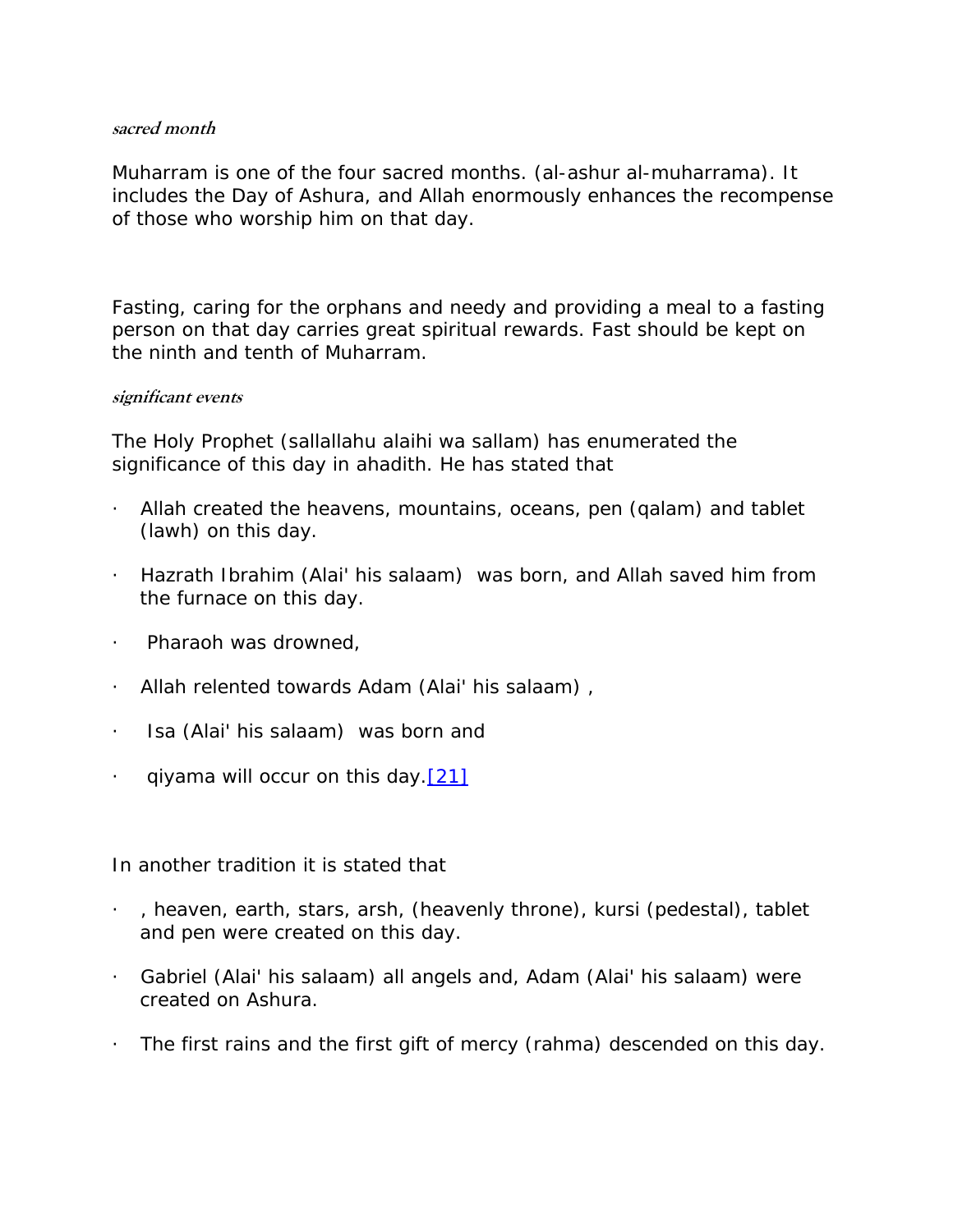***sacred month***

Muharram is one of the four sacred months. (al-ashur al-muharrama). It includes the Day of Ashura, and Allah enormously enhances the recompense of those who worship him on that day.

Fasting, caring for the orphans and needy and providing a meal to a fasting person on that day carries great spiritual rewards. Fast should be kept on the ninth and tenth of Muharram.

***significant events***

The Holy Prophet (sallallahu alaihi wa sallam) has enumerated the significance of this day in ahadith. He has stated that

- Allah created the heavens, mountains, oceans, pen (qalam) and tablet (lawh) on this day.
- Hazrath Ibrahim (Alai' his salaam) was born, and Allah saved him from the furnace on this day.
- Pharaoh was drowned,
- Allah relented towards Adam (Alai' his salaam) ,
- Isa (Alai' his salaam) was born and
- qiyama will occur on this day.[21]

In another tradition it is stated that

- , heaven, earth, stars, arsh, (heavenly throne), kursi (pedestal), tablet and pen were created on this day.
- Gabriel (Alai' his salaam) all angels and, Adam (Alai' his salaam) were created on Ashura.
- The first rains and the first gift of mercy (rahma) descended on this day.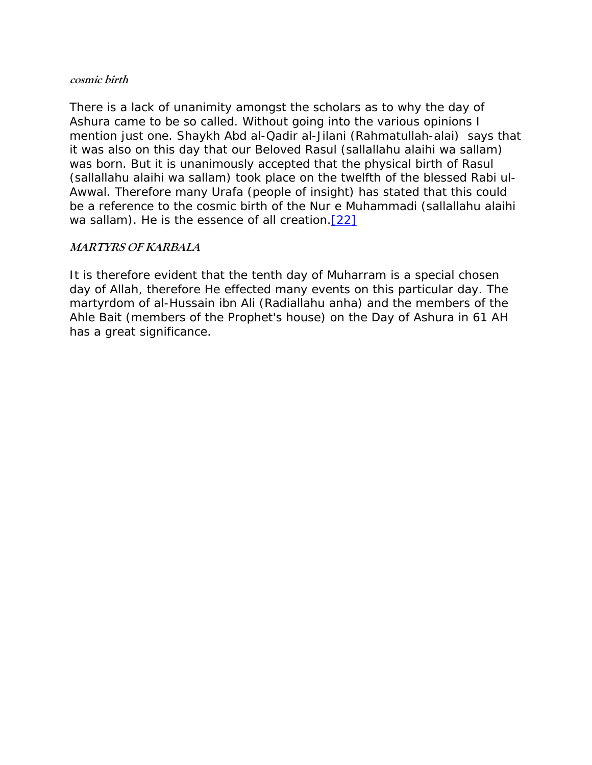***cosmic birth***

There is a lack of unanimity amongst the scholars as to why the day of Ashura came to be so called. Without going into the various opinions I mention just one. Shaykh Abd al-Qadir al-Jilani (Rahmatullah-alai) says that it was also on this day that our Beloved Rasul (sallallahu alaihi wa sallam) was born. But it is unanimously accepted that the physical birth of Rasul (sallallahu alaihi wa sallam) took place on the twelfth of the blessed Rabi ul-Awwal. Therefore many Urafa (people of insight) has stated that this could be a reference to the cosmic birth of the Nur e Muhammadi (sallallahu alaihi wa sallam). He is the essence of all creation.[22]

***MARTYRS OF KARBALA***

It is therefore evident that the tenth day of Muharram is a special chosen day of Allah, therefore He effected many events on this particular day. The martyrdom of al-Hussain ibn Ali (Radiallahu anha) and the members of the Ahle Bait (members of the Prophet's house) on the Day of Ashura in 61 AH has a great significance.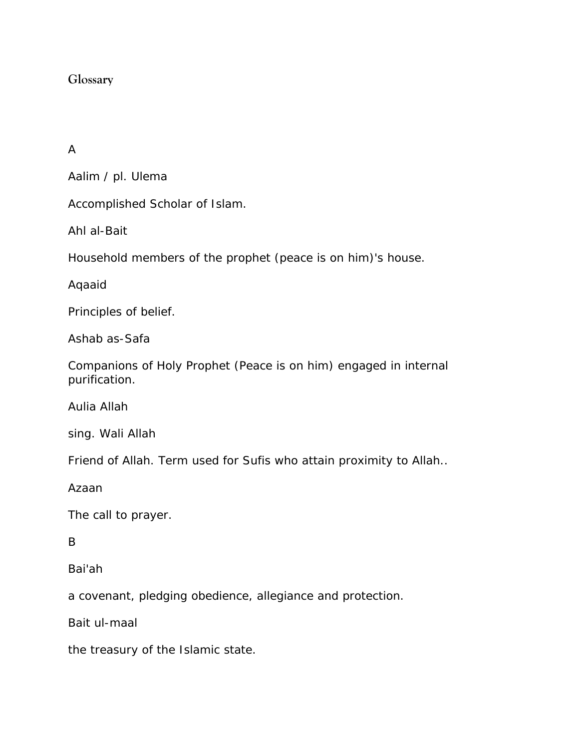# Glossary

## A

Aalim / pl. Ulema

Accomplished Scholar of Islam.

Ahl al-Bait

Household members of the prophet (peace is on him)'s house.

Aqaaid

Principles of belief.

Ashab as-Safa

Companions of Holy Prophet (Peace is on him) engaged in internal purification.

Aulia Allah

sing. Wali Allah

Friend of Allah. Term used for Sufis who attain proximity to Allah..

Azaan

The call to prayer.

## B

Bai'ah

a covenant, pledging obedience, allegiance and protection.

Bait ul-maal

the treasury of the Islamic state.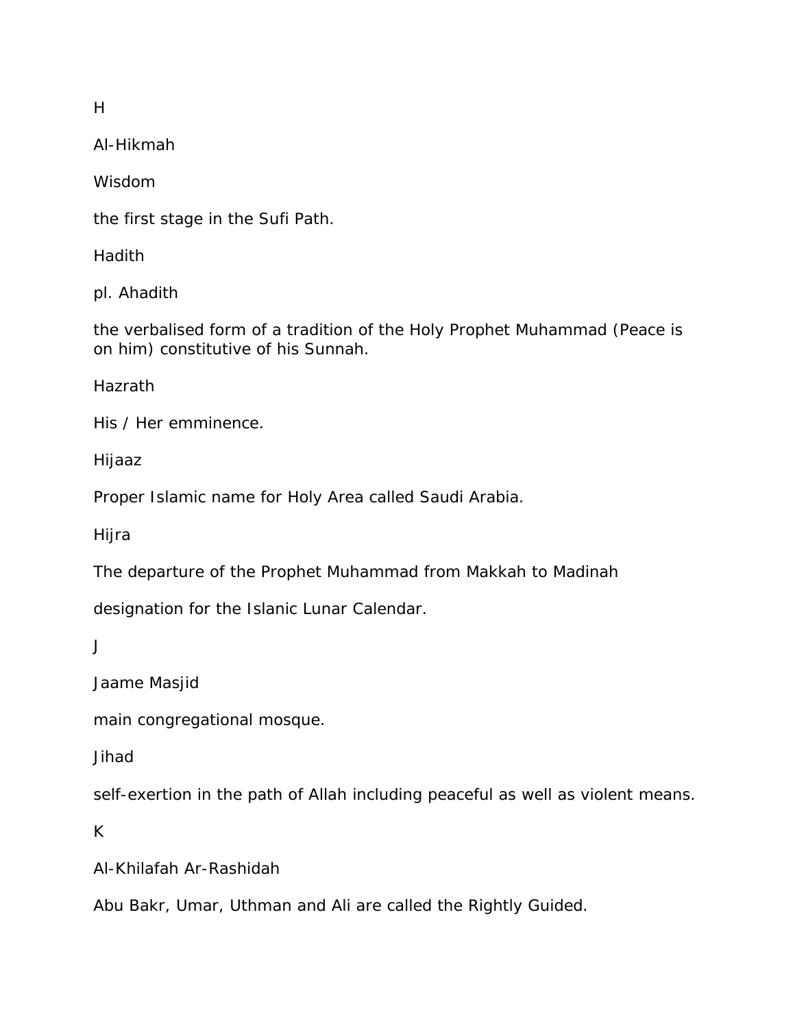H

Al-Hikmah

Wisdom

the first stage in the Sufi Path.

Hadith

pl. Ahadith

the verbalised form of a tradition of the Holy Prophet Muhammad (Peace is on him) constitutive of his Sunnah.

Hazrath

His / Her emminence.

Hijaaz

Proper Islamic name for Holy Area called Saudi Arabia.

Hijra

The departure of the Prophet Muhammad from Makkah to Madinah

designation for the Islanic Lunar Calendar.

J

Jaame Masjid

main congregational mosque.

Jihad

self-exertion in the path of Allah including peaceful as well as violent means.

K

Al-Khilafah Ar-Rashidah

Abu Bakr, Umar, Uthman and Ali are called the Rightly Guided.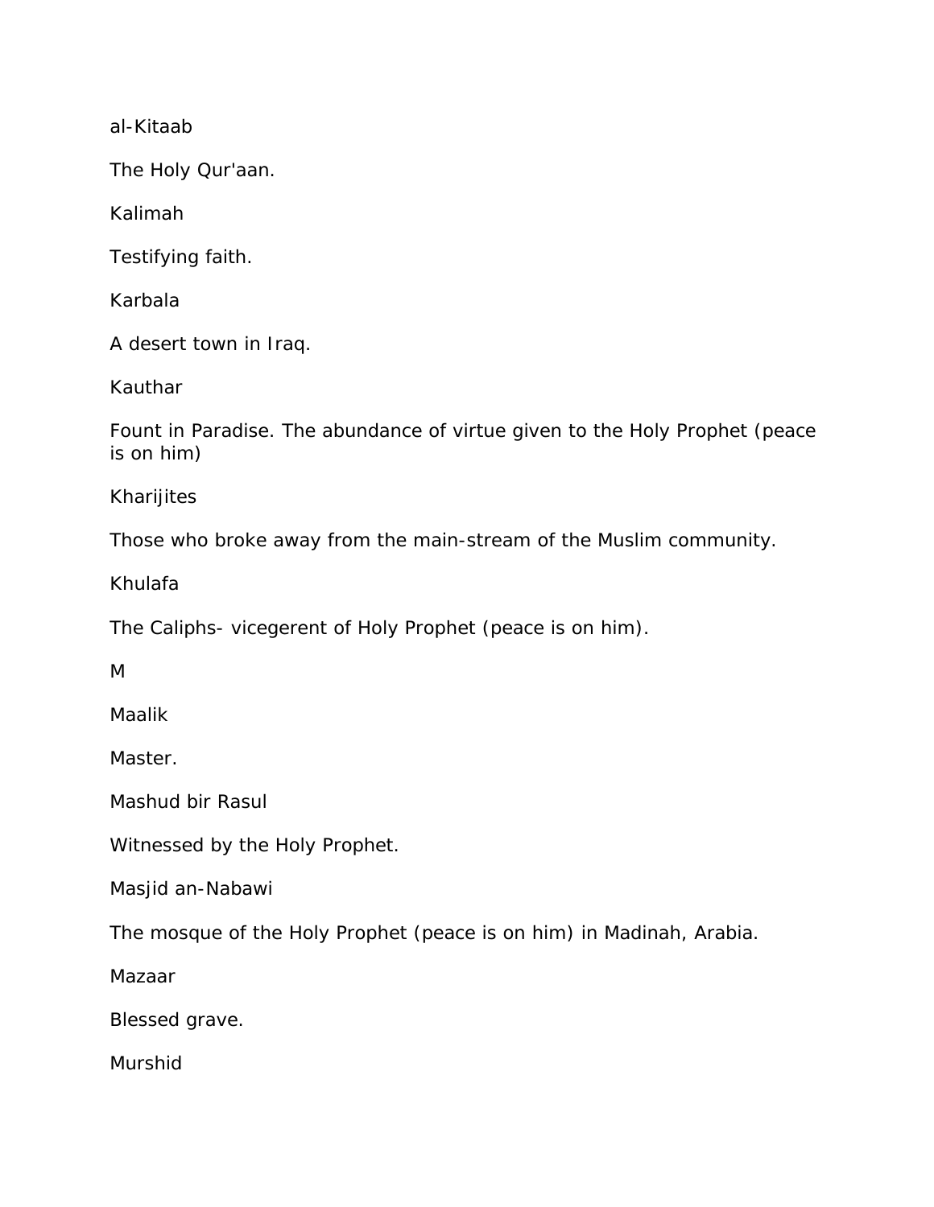al-Kitaab

The Holy Qur'aan.

Kalimah

Testifying faith.

Karbala

A desert town in Iraq.

Kauthar

Fount in Paradise. The abundance of virtue given to the Holy Prophet (peace is on him)

Kharijites

Those who broke away from the main-stream of the Muslim community.

Khulafa

The Caliphs- vicegerent of Holy Prophet (peace is on him).

M

Maalik

Master.

Mashud bir Rasul

Witnessed by the Holy Prophet.

Masjid an-Nabawi

The mosque of the Holy Prophet (peace is on him) in Madinah, Arabia.

Mazaar

Blessed grave.

Murshid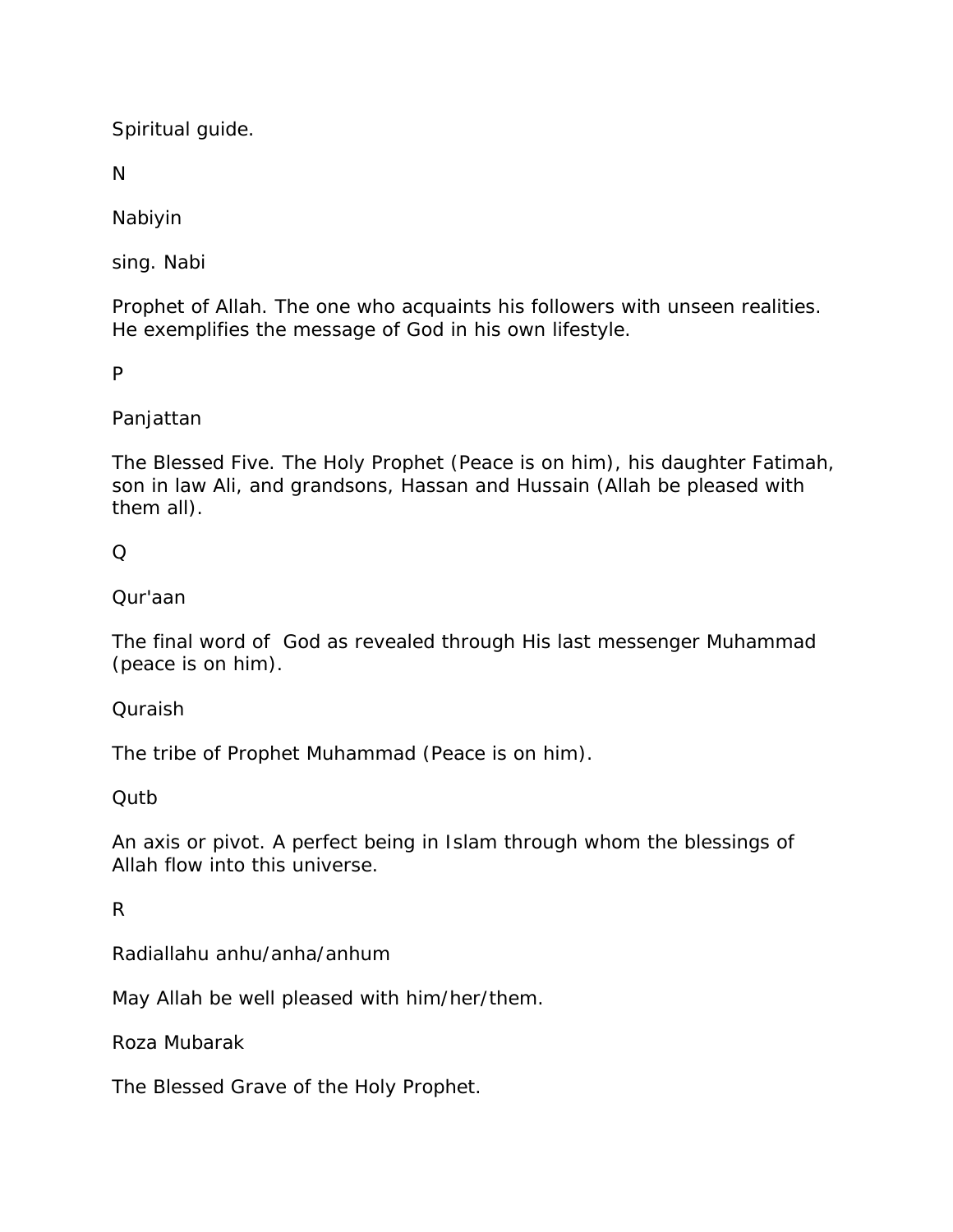Spiritual guide.

## N

Nabiyin

sing. Nabi

Prophet of Allah. The one who acquaints his followers with unseen realities. He exemplifies the message of God in his own lifestyle.

## P

Panjattan

The Blessed Five. The Holy Prophet (Peace is on him), his daughter Fatimah, son in law Ali, and grandsons, Hassan and Hussain (Allah be pleased with them all).

## Q

Qur'aan

The final word of  God as revealed through His last messenger Muhammad (peace is on him).

Quraish

The tribe of Prophet Muhammad (Peace is on him).

Qutb

An axis or pivot. A perfect being in Islam through whom the blessings of Allah flow into this universe.

## R

Radiallahu anhu/anha/anhum

May Allah be well pleased with him/her/them.

Roza Mubarak

The Blessed Grave of the Holy Prophet.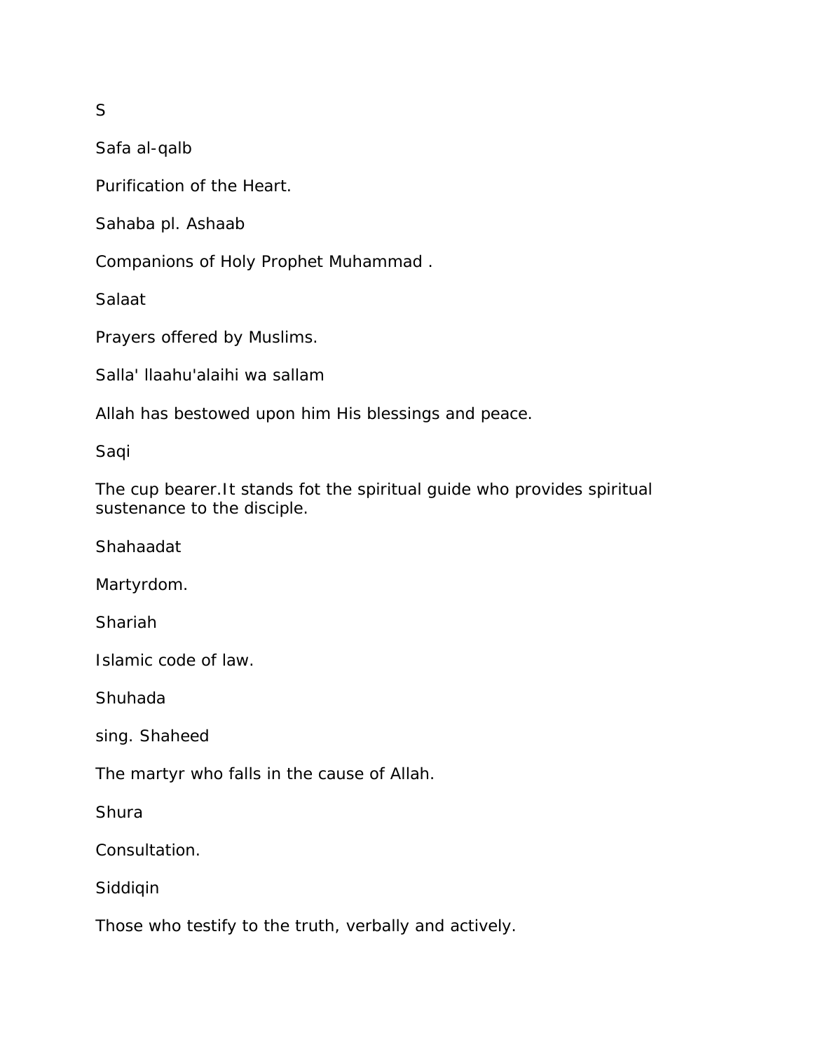## S

Safa al-qalb

Purification of the Heart.

Sahaba pl. Ashaab

Companions of Holy Prophet Muhammad .

Salaat

Prayers offered by Muslims.

Salla' llaahu'alaihi wa sallam

Allah has bestowed upon him His blessings and peace.

Saqi

The cup bearer.It stands fot the spiritual guide who provides spiritual sustenance to the disciple.

Shahaadat

Martyrdom.

Shariah

Islamic code of law.

Shuhada

sing. Shaheed

The martyr who falls in the cause of Allah.

Shura

Consultation.

Siddiqin

Those who testify to the truth, verbally and actively.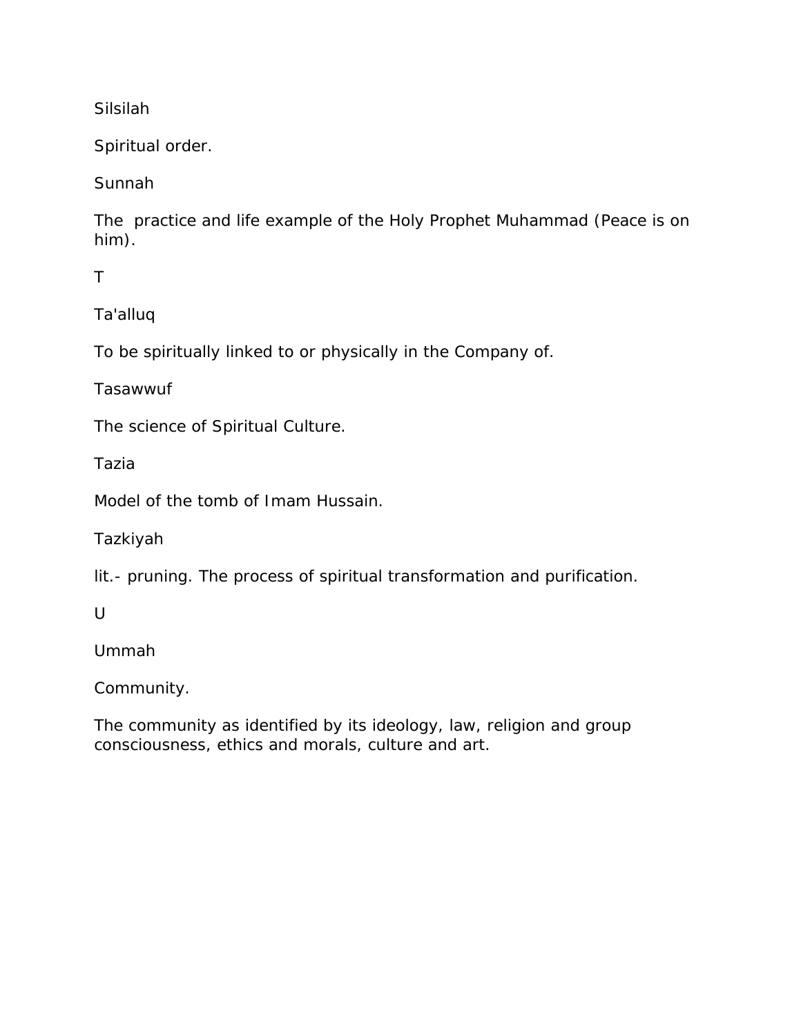Silsilah

Spiritual order.

Sunnah

The practice and life example of the Holy Prophet Muhammad (Peace is on him).

T

Ta'alluq

To be spiritually linked to or physically in the Company of.

Tasawwuf

The science of Spiritual Culture.

Tazia

Model of the tomb of Imam Hussain.

Tazkiyah

lit.- pruning. The process of spiritual transformation and purification.

U

Ummah

Community.

The community as identified by its ideology, law, religion and group consciousness, ethics and morals, culture and art.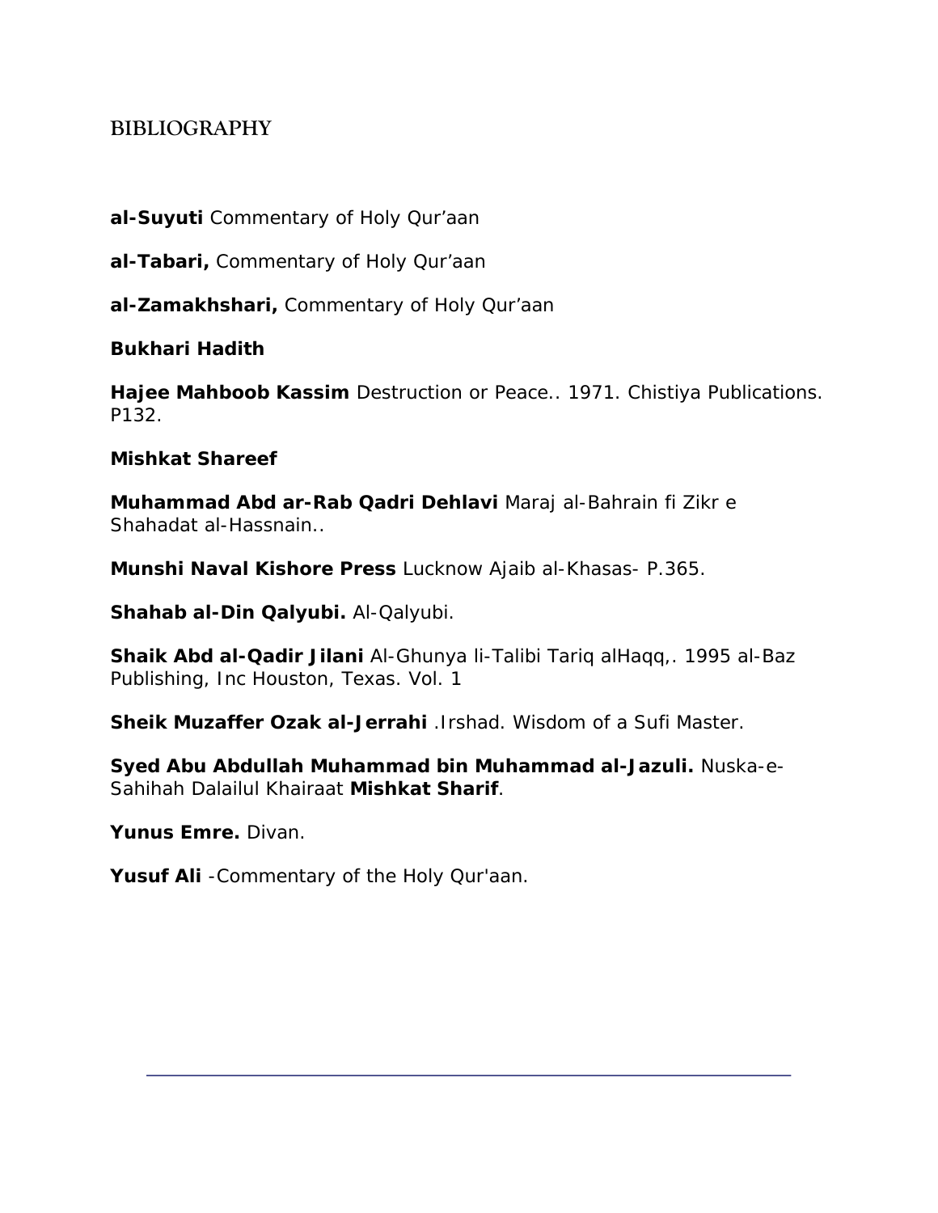## BIBLIOGRAPHY

**al-Suyuti** Commentary of Holy Qur'aan

**al-Tabari,** Commentary of Holy Qur'aan

**al-Zamakhshari,** Commentary of Holy Qur'aan

**Bukhari Hadith**

**Hajee Mahboob Kassim** Destruction or Peace.. 1971. Chistiya Publications. P132.

**Mishkat Shareef**

**Muhammad Abd ar-Rab Qadri Dehlavi** Maraj al-Bahrain fi Zikr e Shahadat al-Hassnain..

**Munshi Naval Kishore Press** Lucknow Ajaib al-Khasas- P.365.

**Shahab al-Din Qalyubi.** Al-Qalyubi.

**Shaik Abd al-Qadir Jilani** Al-Ghunya li-Talibi Tariq alHaqq,. 1995 al-Baz Publishing, Inc Houston, Texas. Vol. 1

**Sheik Muzaffer Ozak al-Jerrahi** .Irshad. Wisdom of a Sufi Master.

**Syed Abu Abdullah Muhammad bin Muhammad al-Jazuli.** Nuska-e-Sahihah Dalailul Khairaat **Mishkat Sharif**.

**Yunus Emre.** Divan.

**Yusuf Ali** -Commentary of the Holy Qur'aan.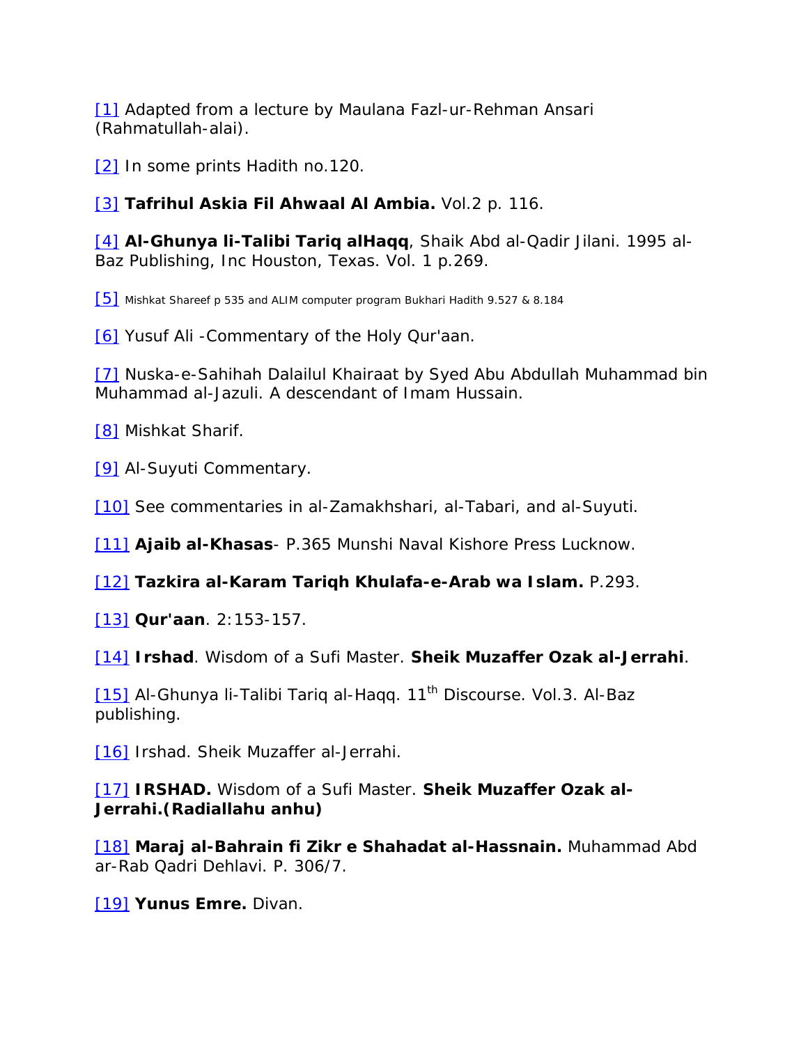[1] Adapted from a lecture by Maulana Fazl-ur-Rehman Ansari (Rahmatullah-alai).

[2] In some prints Hadith no.120.

[3] **Tafrihul Askia Fil Ahwaal Al Ambia.** Vol.2 p. 116.

[4] **Al-Ghunya li-Talibi Tariq alHaqq**, Shaik Abd al-Qadir Jilani. 1995 al-Baz Publishing, Inc Houston, Texas. Vol. 1 p.269.

[5] Mishkat Shareef p 535 and ALIM computer program Bukhari Hadith 9.527 & 8.184

[6] Yusuf Ali -Commentary of the Holy Qur'aan.

[7] Nuska-e-Sahihah Dalailul Khairaat by Syed Abu Abdullah Muhammad bin Muhammad al-Jazuli. A descendant of Imam Hussain.

[8] Mishkat Sharif.

[9] Al-Suyuti Commentary.

[10] See commentaries in al-Zamakhshari, al-Tabari, and al-Suyuti.

[11] **Ajaib al-Khasas**- P.365 Munshi Naval Kishore Press Lucknow.

[12] **Tazkira al-Karam Tariqh Khulafa-e-Arab wa Islam.** P.293.

[13] **Qur'aan**. 2:153-157.

[14] **Irshad**. Wisdom of a Sufi Master. **Sheik Muzaffer Ozak al-Jerrahi**.

[15] Al-Ghunya li-Talibi Tariq al-Haqq. 11th Discourse. Vol.3. Al-Baz publishing.

[16] Irshad. Sheik Muzaffer al-Jerrahi.

[17] **IRSHAD.** Wisdom of a Sufi Master. **Sheik Muzaffer Ozak al-Jerrahi.(Radiallahu anhu)**

[18] **Maraj al-Bahrain fi Zikr e Shahadat al-Hassnain.** Muhammad Abd ar-Rab Qadri Dehlavi. P. 306/7.

[19] **Yunus Emre.** Divan.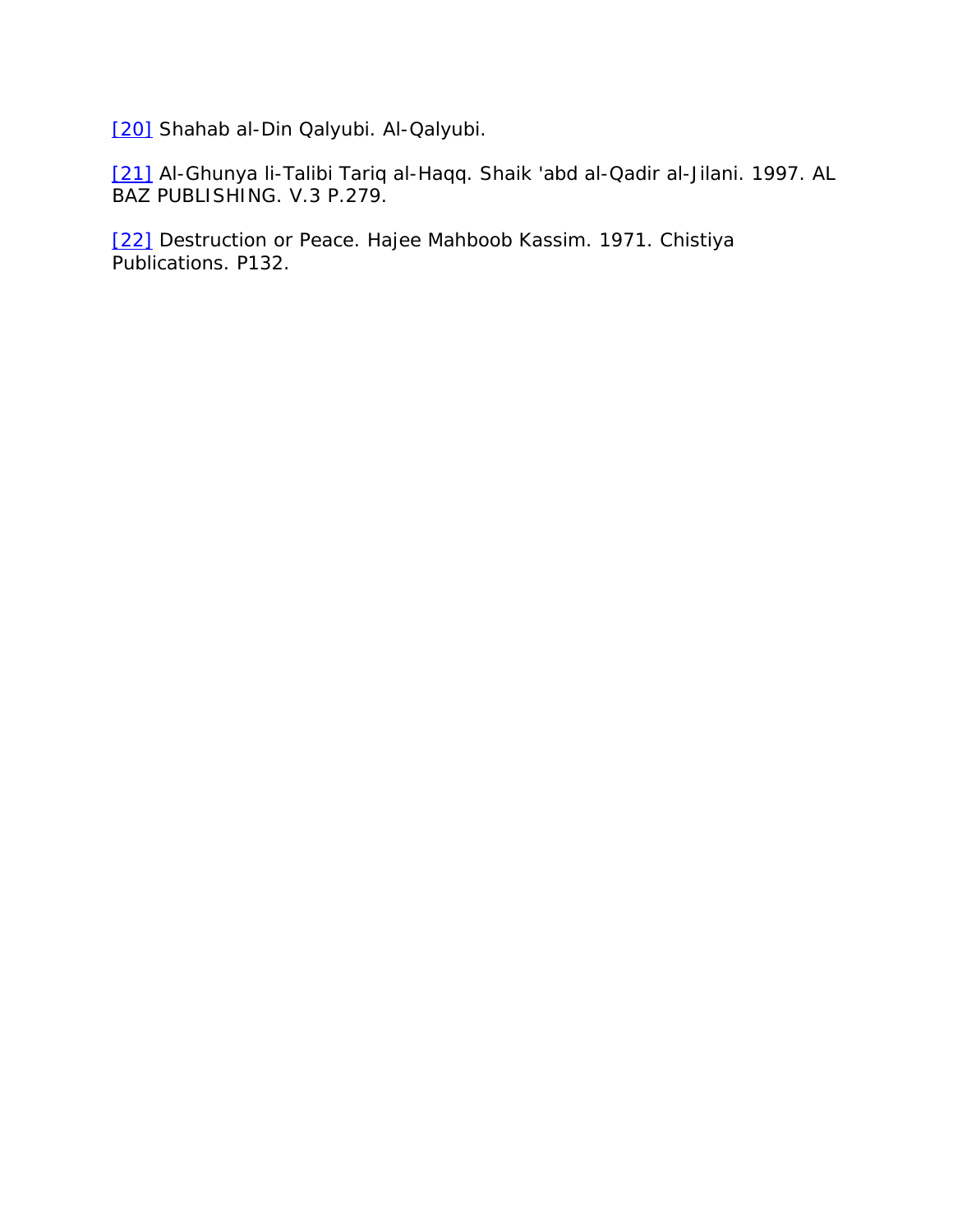[20] Shahab al-Din Qalyubi. Al-Qalyubi.

[21] Al-Ghunya li-Talibi Tariq al-Haqq. Shaik 'abd al-Qadir al-Jilani. 1997. AL BAZ PUBLISHING. V.3 P.279.

[22] Destruction or Peace. Hajee Mahboob Kassim. 1971. Chistiya Publications. P132.